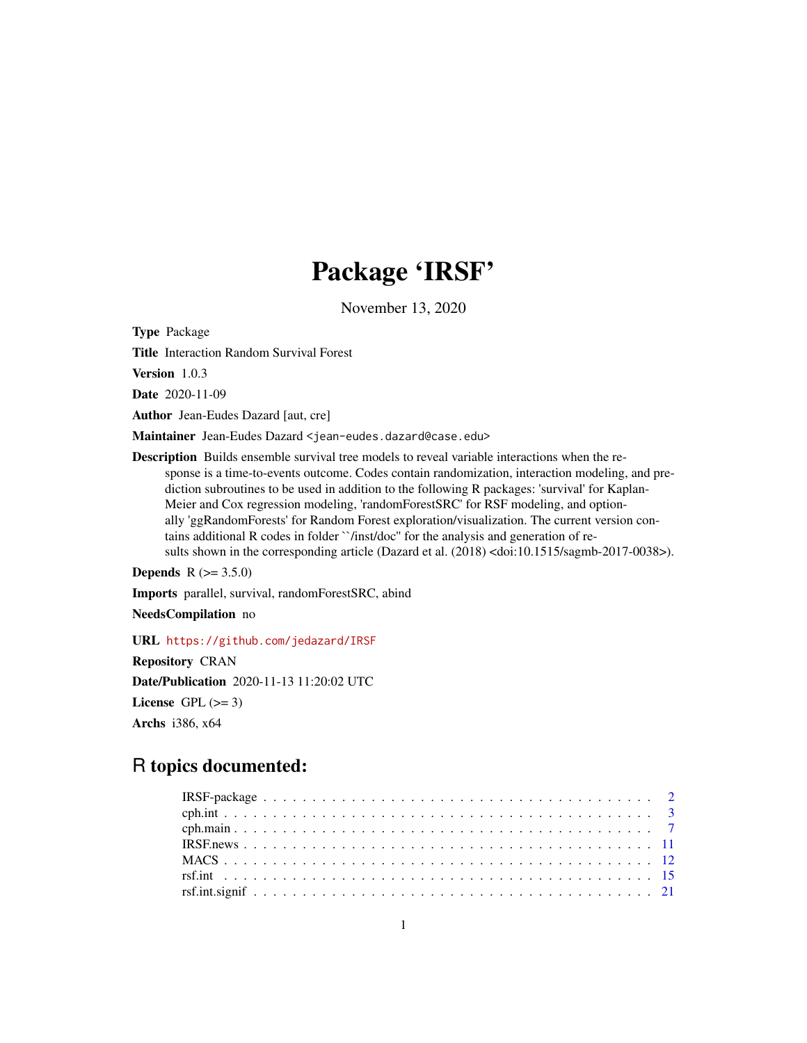# Package 'IRSF'

November 13, 2020

**Type** Package

**Title** Interaction Random Survival Forest

**Version** 1.0.3

**Date** 2020-11-09

**Author** Jean-Eudes Dazard [aut, cre]

**Maintainer** Jean-Eudes Dazard <jean-eudes.dazard@case.edu>

**Description** Builds ensemble survival tree models to reveal variable interactions when the response is a time-to-events outcome. Codes contain randomization, interaction modeling, and prediction subroutines to be used in addition to the following R packages: 'survival' for Kaplan-Meier and Cox regression modeling, 'randomForestSRC' for RSF modeling, and optionally 'ggRandomForests' for Random Forest exploration/visualization. The current version contains additional R codes in folder ``/inst/doc'' for the analysis and generation of results shown in the corresponding article (Dazard et al. (2018) <doi:10.1515/sagmb-2017-0038>).

**Depends** R (>= 3.5.0)

**Imports** parallel, survival, randomForestSRC, abind

**NeedsCompilation** no

**URL** https://github.com/jedazard/IRSF

**Repository** CRAN

**Date/Publication** 2020-11-13 11:20:02 UTC

**License** GPL (>= 3)

**Archs** i386, x64

## R topics documented:

| | |
|---|---|
| IRSF-package | 2 |
| cph.int | 3 |
| cph.main | 7 |
| IRSF.news | 11 |
| MACS | 12 |
| rsf.int | 15 |
| rsf.int.signif | 21 |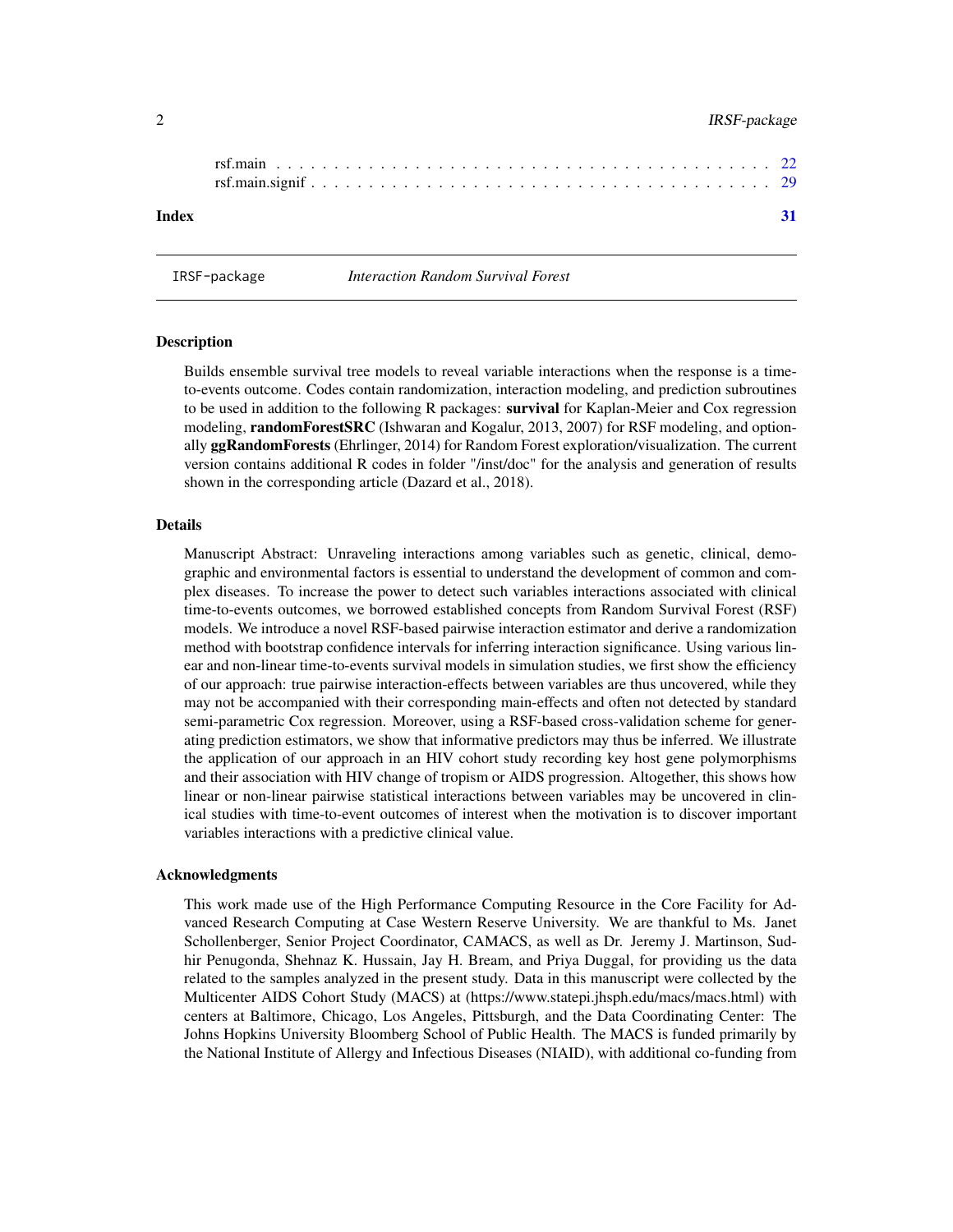rsf.main . . . . . . . . . . . . . . . . . . . . . . . . . . . . . . . . . . . . . . . . 22
rsf.main.signif . . . . . . . . . . . . . . . . . . . . . . . . . . . . . . . . . . . . . . 29

**Index** **31**

---

IRSF-package *Interaction Random Survival Forest*

---

## Description

Builds ensemble survival tree models to reveal variable interactions when the response is a time-to-events outcome. Codes contain randomization, interaction modeling, and prediction subroutines to be used in addition to the following R packages: **survival** for Kaplan-Meier and Cox regression modeling, **randomForestSRC** (Ishwaran and Kogalur, 2013, 2007) for RSF modeling, and optionally **ggRandomForests** (Ehrlinger, 2014) for Random Forest exploration/visualization. The current version contains additional R codes in folder "/inst/doc" for the analysis and generation of results shown in the corresponding article (Dazard et al., 2018).

## Details

Manuscript Abstract: Unraveling interactions among variables such as genetic, clinical, demographic and environmental factors is essential to understand the development of common and complex diseases. To increase the power to detect such variables interactions associated with clinical time-to-events outcomes, we borrowed established concepts from Random Survival Forest (RSF) models. We introduce a novel RSF-based pairwise interaction estimator and derive a randomization method with bootstrap confidence intervals for inferring interaction significance. Using various linear and non-linear time-to-events survival models in simulation studies, we first show the efficiency of our approach: true pairwise interaction-effects between variables are thus uncovered, while they may not be accompanied with their corresponding main-effects and often not detected by standard semi-parametric Cox regression. Moreover, using a RSF-based cross-validation scheme for generating prediction estimators, we show that informative predictors may thus be inferred. We illustrate the application of our approach in an HIV cohort study recording key host gene polymorphisms and their association with HIV change of tropism or AIDS progression. Altogether, this shows how linear or non-linear pairwise statistical interactions between variables may be uncovered in clinical studies with time-to-event outcomes of interest when the motivation is to discover important variables interactions with a predictive clinical value.

## Acknowledgments

This work made use of the High Performance Computing Resource in the Core Facility for Advanced Research Computing at Case Western Reserve University. We are thankful to Ms. Janet Schollenberger, Senior Project Coordinator, CAMACS, as well as Dr. Jeremy J. Martinson, Sudhir Penugonda, Shehnaz K. Hussain, Jay H. Bream, and Priya Duggal, for providing us the data related to the samples analyzed in the present study. Data in this manuscript were collected by the Multicenter AIDS Cohort Study (MACS) at (https://www.statepi.jhsph.edu/macs/macs.html) with centers at Baltimore, Chicago, Los Angeles, Pittsburgh, and the Data Coordinating Center: The Johns Hopkins University Bloomberg School of Public Health. The MACS is funded primarily by the National Institute of Allergy and Infectious Diseases (NIAID), with additional co-funding from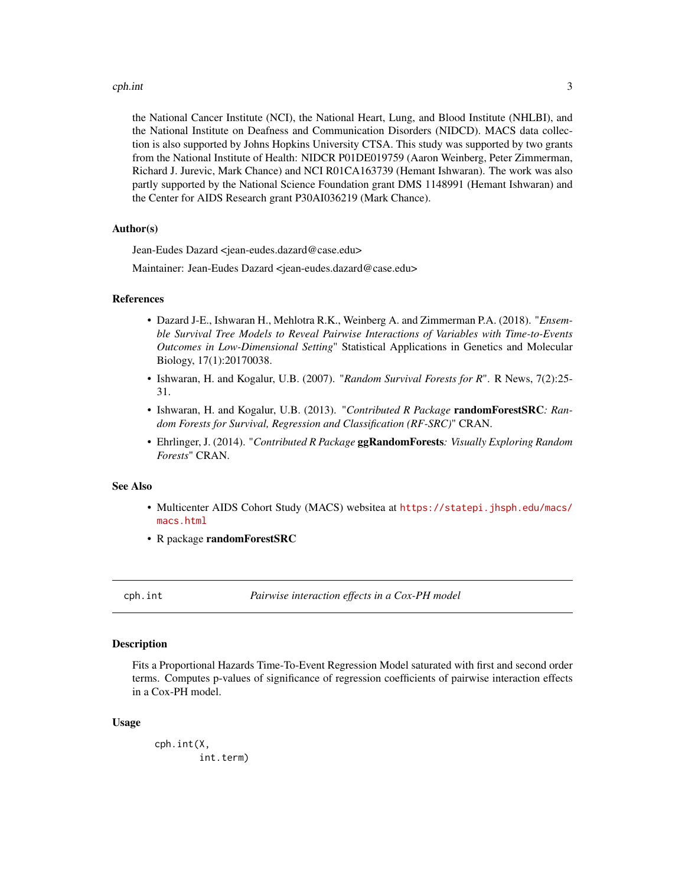the National Cancer Institute (NCI), the National Heart, Lung, and Blood Institute (NHLBI), and the National Institute on Deafness and Communication Disorders (NIDCD). MACS data collection is also supported by Johns Hopkins University CTSA. This study was supported by two grants from the National Institute of Health: NIDCR P01DE019759 (Aaron Weinberg, Peter Zimmerman, Richard J. Jurevic, Mark Chance) and NCI R01CA163739 (Hemant Ishwaran). The work was also partly supported by the National Science Foundation grant DMS 1148991 (Hemant Ishwaran) and the Center for AIDS Research grant P30AI036219 (Mark Chance).

### Author(s)

Jean-Eudes Dazard <jean-eudes.dazard@case.edu>

Maintainer: Jean-Eudes Dazard <jean-eudes.dazard@case.edu>

### References

- Dazard J-E., Ishwaran H., Mehlotra R.K., Weinberg A. and Zimmerman P.A. (2018). "*Ensemble Survival Tree Models to Reveal Pairwise Interactions of Variables with Time-to-Events Outcomes in Low-Dimensional Setting*" Statistical Applications in Genetics and Molecular Biology, 17(1):20170038.
- Ishwaran, H. and Kogalur, U.B. (2007). "*Random Survival Forests for R*". R News, 7(2):25-31.
- Ishwaran, H. and Kogalur, U.B. (2013). "*Contributed R Package* **randomForestSRC***: Random Forests for Survival, Regression and Classification (RF-SRC)*" CRAN.
- Ehrlinger, J. (2014). "*Contributed R Package* **ggRandomForests***: Visually Exploring Random Forests*" CRAN.

### See Also

- Multicenter AIDS Cohort Study (MACS) websitea at https://statepi.jhsph.edu/macs/macs.html
- R package **randomForestSRC**

---

## cph.int — *Pairwise interaction effects in a Cox-PH model*

### Description

Fits a Proportional Hazards Time-To-Event Regression Model saturated with first and second order terms. Computes p-values of significance of regression coefficients of pairwise interaction effects in a Cox-PH model.

### Usage

```
cph.int(X,
        int.term)
```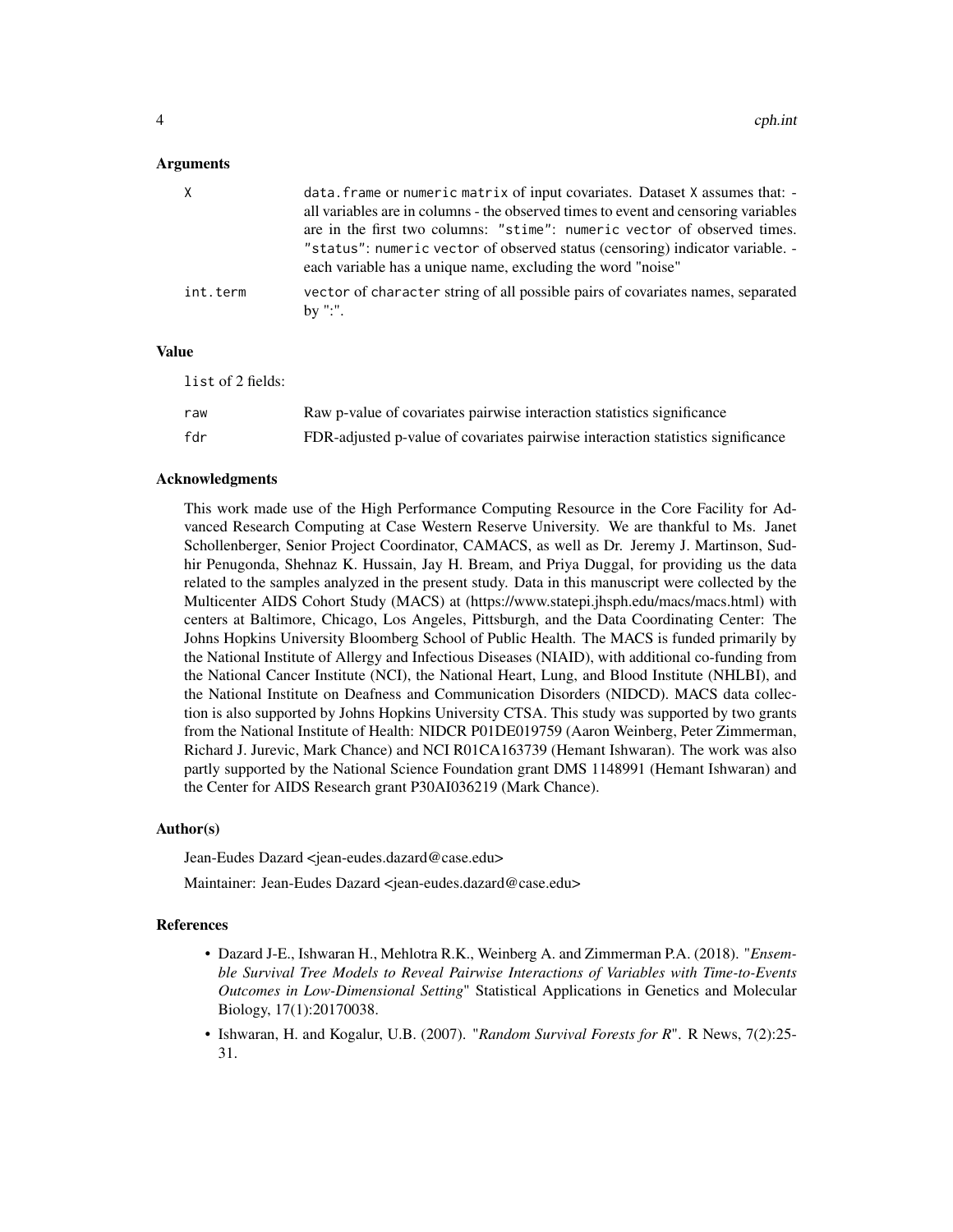### Arguments

| | |
|---|---|
| X | `data.frame` or `numeric matrix` of input covariates. Dataset X assumes that: - all variables are in columns - the observed times to event and censoring variables are in the first two columns: `"stime"`: `numeric vector` of observed times. `"status"`: `numeric vector` of observed status (censoring) indicator variable. - each variable has a unique name, excluding the word "noise" |
| int.term | `vector` of `character` string of all possible pairs of covariates names, separated by ":". |

### Value

`list` of 2 fields:

| | |
|---|---|
| raw | Raw p-value of covariates pairwise interaction statistics significance |
| fdr | FDR-adjusted p-value of covariates pairwise interaction statistics significance |

### Acknowledgments

This work made use of the High Performance Computing Resource in the Core Facility for Advanced Research Computing at Case Western Reserve University. We are thankful to Ms. Janet Schollenberger, Senior Project Coordinator, CAMACS, as well as Dr. Jeremy J. Martinson, Sudhir Penugonda, Shehnaz K. Hussain, Jay H. Bream, and Priya Duggal, for providing us the data related to the samples analyzed in the present study. Data in this manuscript were collected by the Multicenter AIDS Cohort Study (MACS) at (https://www.statepi.jhsph.edu/macs/macs.html) with centers at Baltimore, Chicago, Los Angeles, Pittsburgh, and the Data Coordinating Center: The Johns Hopkins University Bloomberg School of Public Health. The MACS is funded primarily by the National Institute of Allergy and Infectious Diseases (NIAID), with additional co-funding from the National Cancer Institute (NCI), the National Heart, Lung, and Blood Institute (NHLBI), and the National Institute on Deafness and Communication Disorders (NIDCD). MACS data collection is also supported by Johns Hopkins University CTSA. This study was supported by two grants from the National Institute of Health: NIDCR P01DE019759 (Aaron Weinberg, Peter Zimmerman, Richard J. Jurevic, Mark Chance) and NCI R01CA163739 (Hemant Ishwaran). The work was also partly supported by the National Science Foundation grant DMS 1148991 (Hemant Ishwaran) and the Center for AIDS Research grant P30AI036219 (Mark Chance).

### Author(s)

Jean-Eudes Dazard <jean-eudes.dazard@case.edu>

Maintainer: Jean-Eudes Dazard <jean-eudes.dazard@case.edu>

### References

- Dazard J-E., Ishwaran H., Mehlotra R.K., Weinberg A. and Zimmerman P.A. (2018). "*Ensemble Survival Tree Models to Reveal Pairwise Interactions of Variables with Time-to-Events Outcomes in Low-Dimensional Setting*" Statistical Applications in Genetics and Molecular Biology, 17(1):20170038.
- Ishwaran, H. and Kogalur, U.B. (2007). "*Random Survival Forests for R*". R News, 7(2):25-31.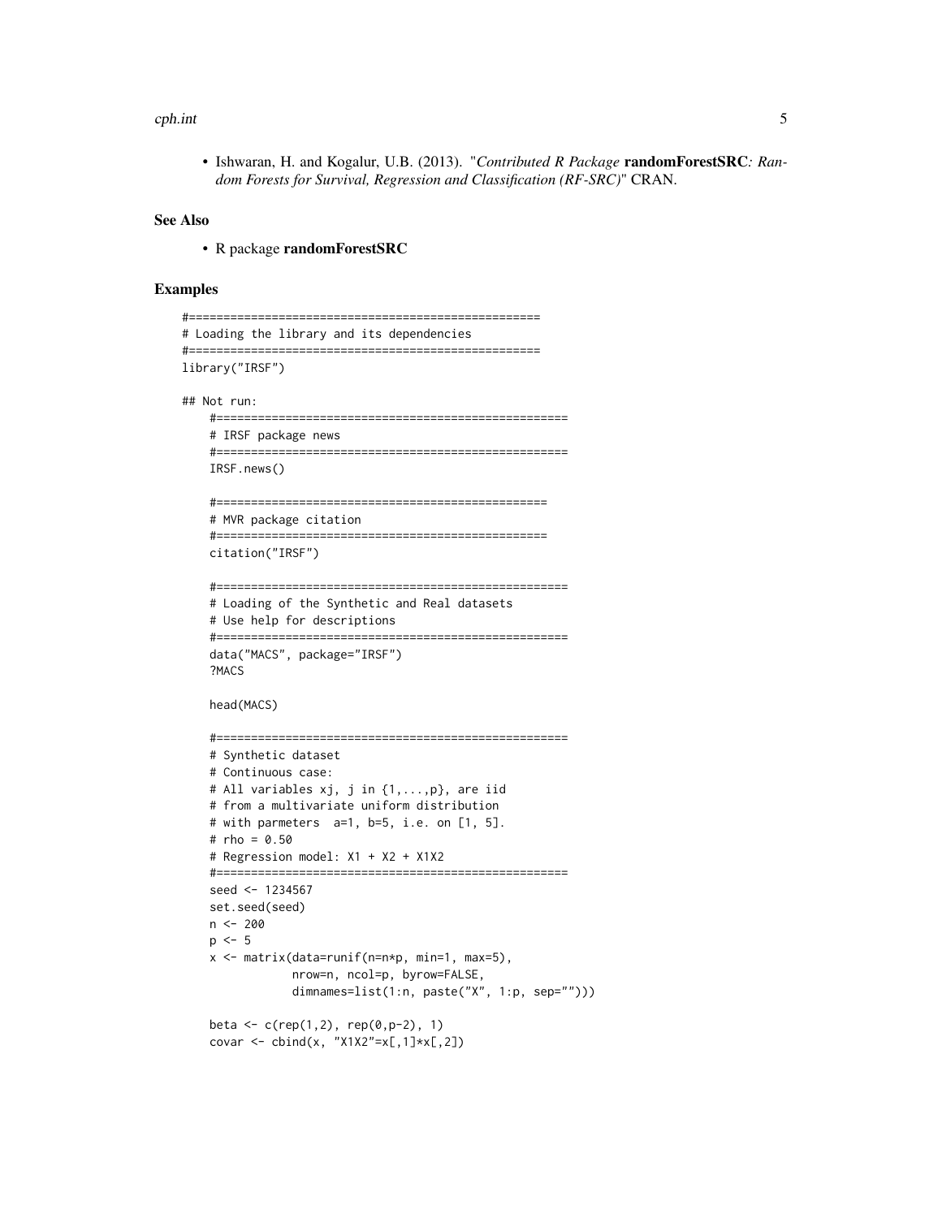- Ishwaran, H. and Kogalur, U.B. (2013). "*Contributed R Package* **randomForestSRC***: Random Forests for Survival, Regression and Classification (RF-SRC)*" CRAN.

### See Also

- R package **randomForestSRC**

### Examples

```
#===================================================
# Loading the library and its dependencies
#===================================================
library("IRSF")

## Not run:
    #===================================================
    # IRSF package news
    #===================================================
    IRSF.news()

    #================================================
    # MVR package citation
    #================================================
    citation("IRSF")

    #===================================================
    # Loading of the Synthetic and Real datasets
    # Use help for descriptions
    #===================================================
    data("MACS", package="IRSF")
    ?MACS

    head(MACS)

    #===================================================
    # Synthetic dataset
    # Continuous case:
    # All variables xj, j in {1,...,p}, are iid
    # from a multivariate uniform distribution
    # with parmeters  a=1, b=5, i.e. on [1, 5].
    # rho = 0.50
    # Regression model: X1 + X2 + X1X2
    #===================================================
    seed <- 1234567
    set.seed(seed)
    n <- 200
    p <- 5
    x <- matrix(data=runif(n=n*p, min=1, max=5),
                nrow=n, ncol=p, byrow=FALSE,
                dimnames=list(1:n, paste("X", 1:p, sep="")))

    beta <- c(rep(1,2), rep(0,p-2), 1)
    covar <- cbind(x, "X1X2"=x[,1]*x[,2])
```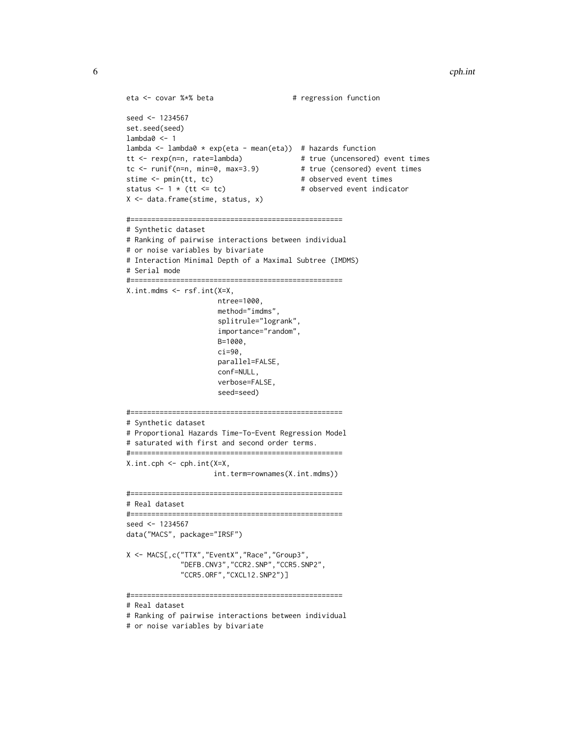```
eta <- covar %*% beta                  # regression function

seed <- 1234567
set.seed(seed)
lambda0 <- 1
lambda <- lambda0 * exp(eta - mean(eta))  # hazards function
tt <- rexp(n=n, rate=lambda)              # true (uncensored) event times
tc <- runif(n=n, min=0, max=3.9)          # true (censored) event times
stime <- pmin(tt, tc)                     # observed event times
status <- 1 * (tt <= tc)                  # observed event indicator
X <- data.frame(stime, status, x)

#===================================================
# Synthetic dataset
# Ranking of pairwise interactions between individual
# or noise variables by bivariate
# Interaction Minimal Depth of a Maximal Subtree (IMDMS)
# Serial mode
#===================================================
X.int.mdms <- rsf.int(X=X,
                      ntree=1000,
                      method="imdms",
                      splitrule="logrank",
                      importance="random",
                      B=1000,
                      ci=90,
                      parallel=FALSE,
                      conf=NULL,
                      verbose=FALSE,
                      seed=seed)

#===================================================
# Synthetic dataset
# Proportional Hazards Time-To-Event Regression Model
# saturated with first and second order terms.
#===================================================
X.int.cph <- cph.int(X=X,
                     int.term=rownames(X.int.mdms))

#===================================================
# Real dataset
#===================================================
seed <- 1234567
data("MACS", package="IRSF")

X <- MACS[,c("TTX","EventX","Race","Group3",
             "DEFB.CNV3","CCR2.SNP","CCR5.SNP2",
             "CCR5.ORF","CXCL12.SNP2")]

#===================================================
# Real dataset
# Ranking of pairwise interactions between individual
# or noise variables by bivariate
```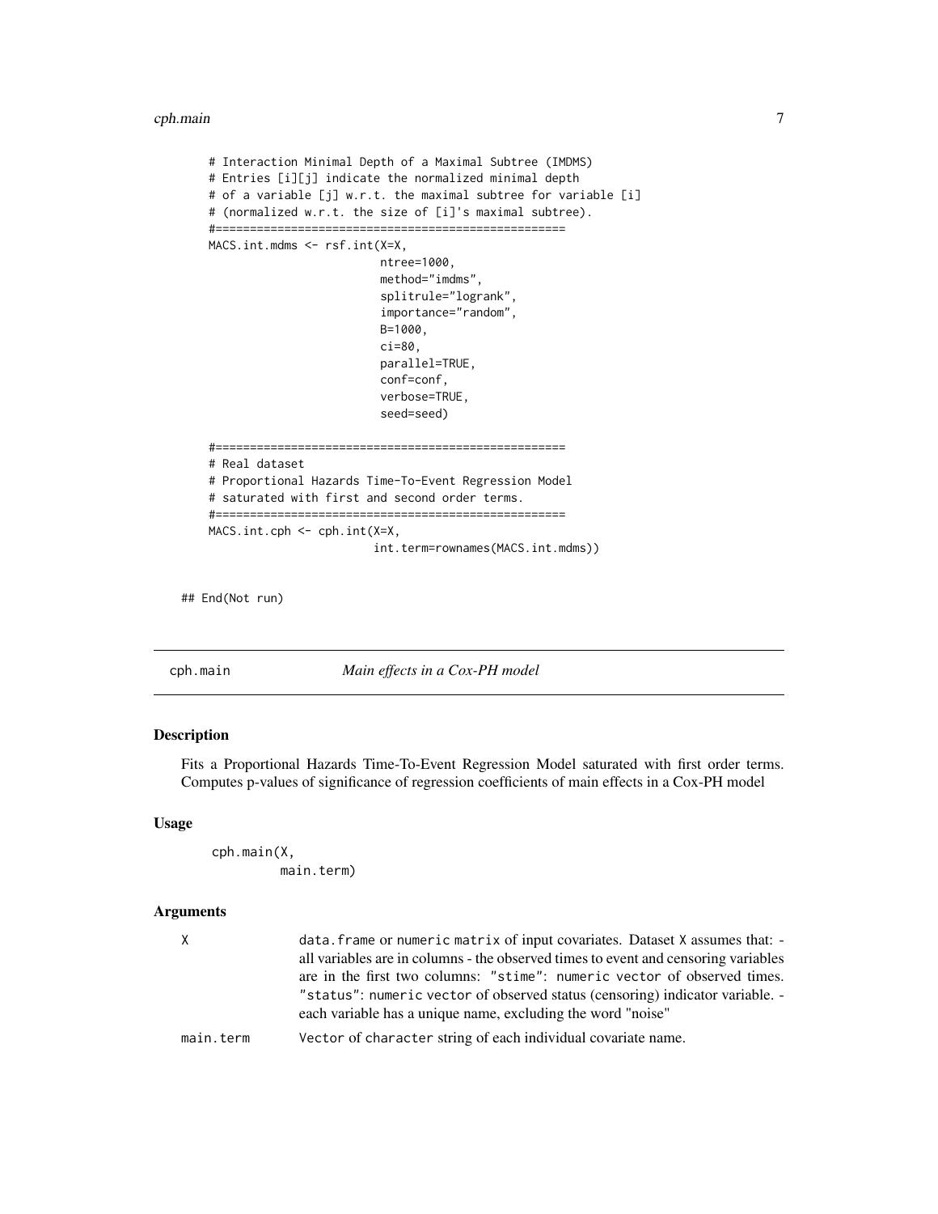```
    # Interaction Minimal Depth of a Maximal Subtree (IMDMS)
    # Entries [i][j] indicate the normalized minimal depth
    # of a variable [j] w.r.t. the maximal subtree for variable [i]
    # (normalized w.r.t. the size of [i]'s maximal subtree).
    #===================================================
    MACS.int.mdms <- rsf.int(X=X,
                             ntree=1000,
                             method="imdms",
                             splitrule="logrank",
                             importance="random",
                             B=1000,
                             ci=80,
                             parallel=TRUE,
                             conf=conf,
                             verbose=TRUE,
                             seed=seed)

    #===================================================
    # Real dataset
    # Proportional Hazards Time-To-Event Regression Model
    # saturated with first and second order terms.
    #===================================================
    MACS.int.cph <- cph.int(X=X,
                            int.term=rownames(MACS.int.mdms))


## End(Not run)
```

## cph.main — *Main effects in a Cox-PH model*

### Description

Fits a Proportional Hazards Time-To-Event Regression Model saturated with first order terms. Computes p-values of significance of regression coefficients of main effects in a Cox-PH model

### Usage

```
cph.main(X,
         main.term)
```

### Arguments

| | |
|---|---|
| X | `data.frame` or `numeric matrix` of input covariates. Dataset X assumes that: - all variables are in columns - the observed times to event and censoring variables are in the first two columns: `"stime"`: `numeric vector` of observed times. `"status"`: `numeric vector` of observed status (censoring) indicator variable. - each variable has a unique name, excluding the word "noise" |
| main.term | `Vector` of `character` string of each individual covariate name. |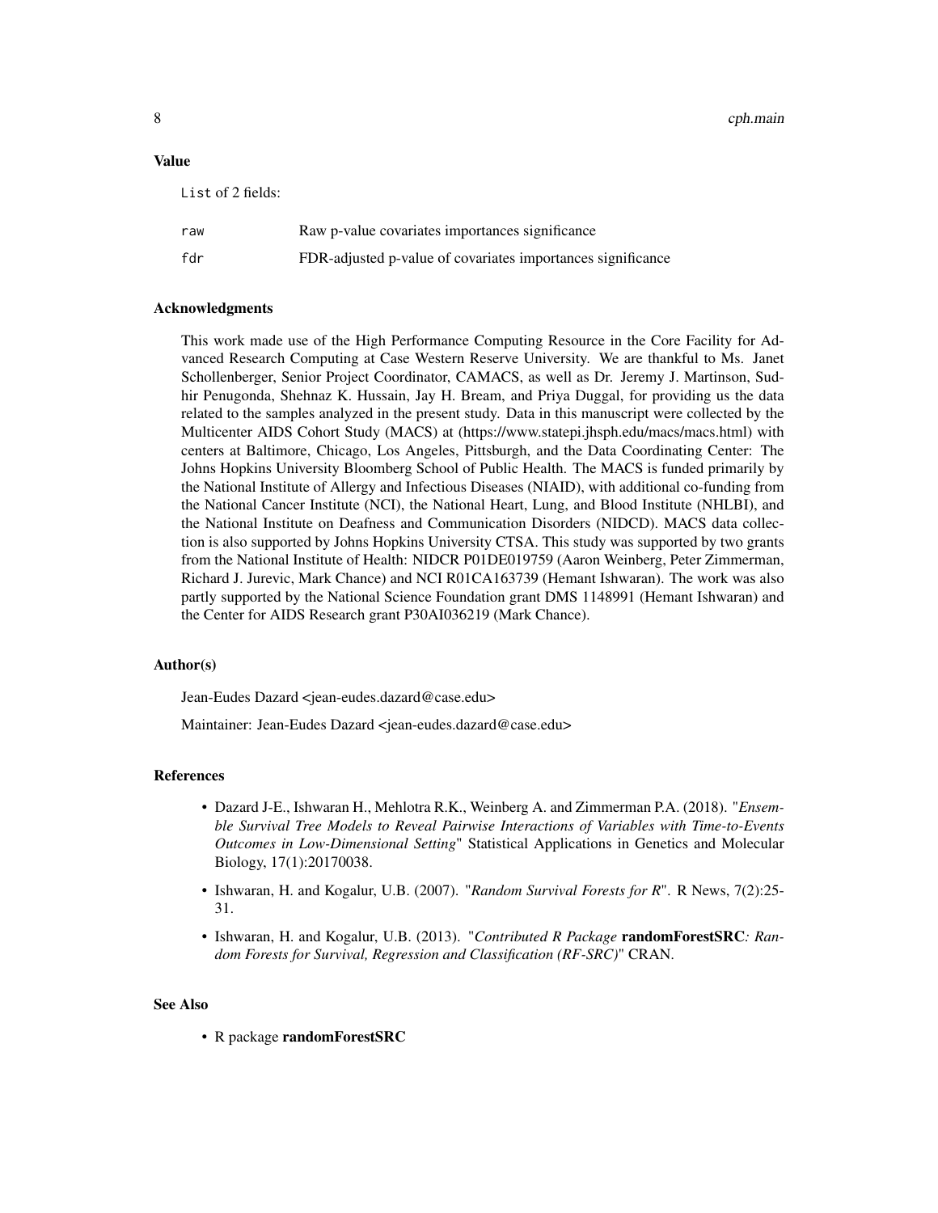## Value

List of 2 fields:

| | |
|---|---|
| raw | Raw p-value covariates importances significance |
| fdr | FDR-adjusted p-value of covariates importances significance |

## Acknowledgments

This work made use of the High Performance Computing Resource in the Core Facility for Advanced Research Computing at Case Western Reserve University. We are thankful to Ms. Janet Schollenberger, Senior Project Coordinator, CAMACS, as well as Dr. Jeremy J. Martinson, Sudhir Penugonda, Shehnaz K. Hussain, Jay H. Bream, and Priya Duggal, for providing us the data related to the samples analyzed in the present study. Data in this manuscript were collected by the Multicenter AIDS Cohort Study (MACS) at (https://www.statepi.jhsph.edu/macs/macs.html) with centers at Baltimore, Chicago, Los Angeles, Pittsburgh, and the Data Coordinating Center: The Johns Hopkins University Bloomberg School of Public Health. The MACS is funded primarily by the National Institute of Allergy and Infectious Diseases (NIAID), with additional co-funding from the National Cancer Institute (NCI), the National Heart, Lung, and Blood Institute (NHLBI), and the National Institute on Deafness and Communication Disorders (NIDCD). MACS data collection is also supported by Johns Hopkins University CTSA. This study was supported by two grants from the National Institute of Health: NIDCR P01DE019759 (Aaron Weinberg, Peter Zimmerman, Richard J. Jurevic, Mark Chance) and NCI R01CA163739 (Hemant Ishwaran). The work was also partly supported by the National Science Foundation grant DMS 1148991 (Hemant Ishwaran) and the Center for AIDS Research grant P30AI036219 (Mark Chance).

## Author(s)

Jean-Eudes Dazard <jean-eudes.dazard@case.edu>

Maintainer: Jean-Eudes Dazard <jean-eudes.dazard@case.edu>

## References

- Dazard J-E., Ishwaran H., Mehlotra R.K., Weinberg A. and Zimmerman P.A. (2018). "*Ensemble Survival Tree Models to Reveal Pairwise Interactions of Variables with Time-to-Events Outcomes in Low-Dimensional Setting*" Statistical Applications in Genetics and Molecular Biology, 17(1):20170038.
- Ishwaran, H. and Kogalur, U.B. (2007). "*Random Survival Forests for R*". R News, 7(2):25-31.
- Ishwaran, H. and Kogalur, U.B. (2013). "*Contributed R Package* **randomForestSRC***: Random Forests for Survival, Regression and Classification (RF-SRC)*" CRAN.

## See Also

- R package **randomForestSRC**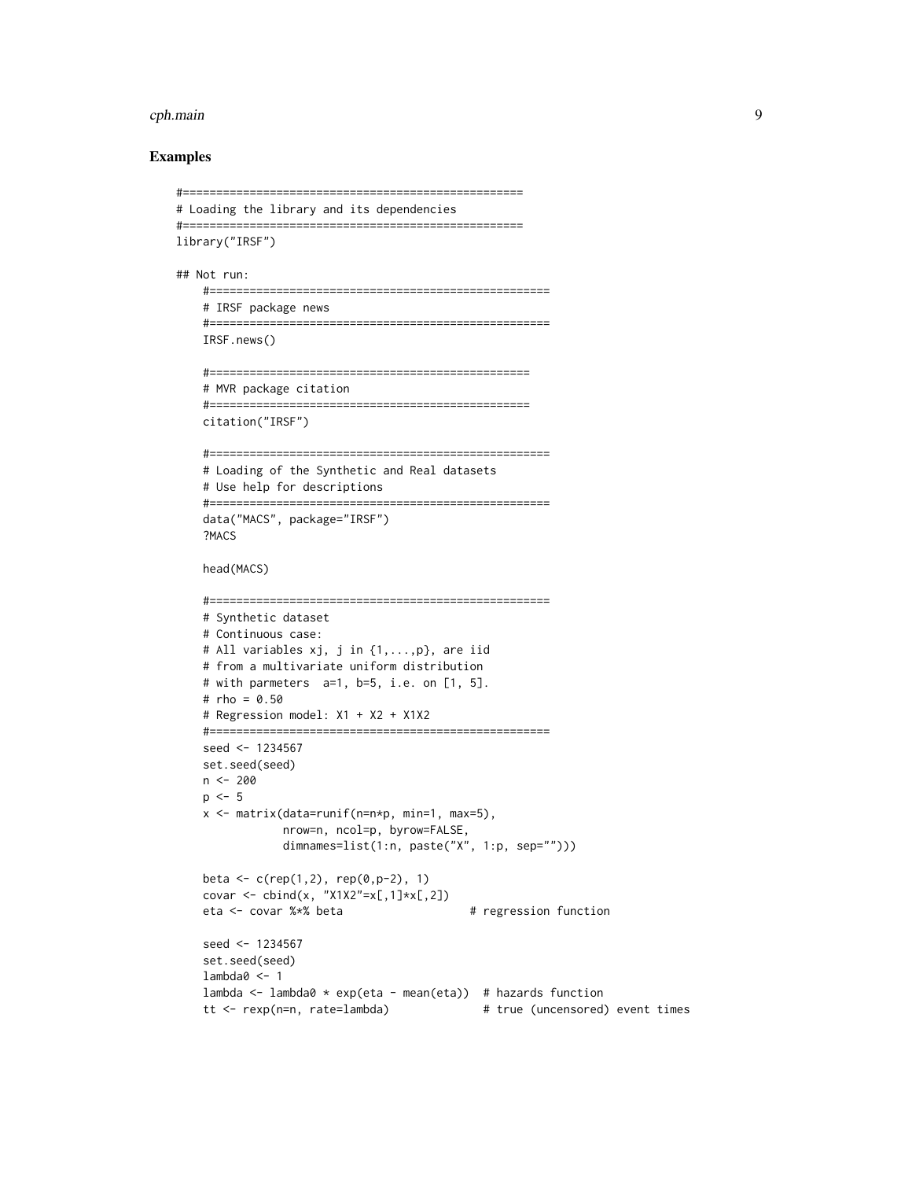## Examples

```
#===================================================
# Loading the library and its dependencies
#===================================================
library("IRSF")

## Not run:
    #===================================================
    # IRSF package news
    #===================================================
    IRSF.news()

    #================================================
    # MVR package citation
    #================================================
    citation("IRSF")

    #===================================================
    # Loading of the Synthetic and Real datasets
    # Use help for descriptions
    #===================================================
    data("MACS", package="IRSF")
    ?MACS

    head(MACS)

    #===================================================
    # Synthetic dataset
    # Continuous case:
    # All variables xj, j in {1,...,p}, are iid
    # from a multivariate uniform distribution
    # with parmeters  a=1, b=5, i.e. on [1, 5].
    # rho = 0.50
    # Regression model: X1 + X2 + X1X2
    #===================================================
    seed <- 1234567
    set.seed(seed)
    n <- 200
    p <- 5
    x <- matrix(data=runif(n=n*p, min=1, max=5),
                nrow=n, ncol=p, byrow=FALSE,
                dimnames=list(1:n, paste("X", 1:p, sep="")))

    beta <- c(rep(1,2), rep(0,p-2), 1)
    covar <- cbind(x, "X1X2"=x[,1]*x[,2])
    eta <- covar %*% beta                   # regression function

    seed <- 1234567
    set.seed(seed)
    lambda0 <- 1
    lambda <- lambda0 * exp(eta - mean(eta))  # hazards function
    tt <- rexp(n=n, rate=lambda)              # true (uncensored) event times
```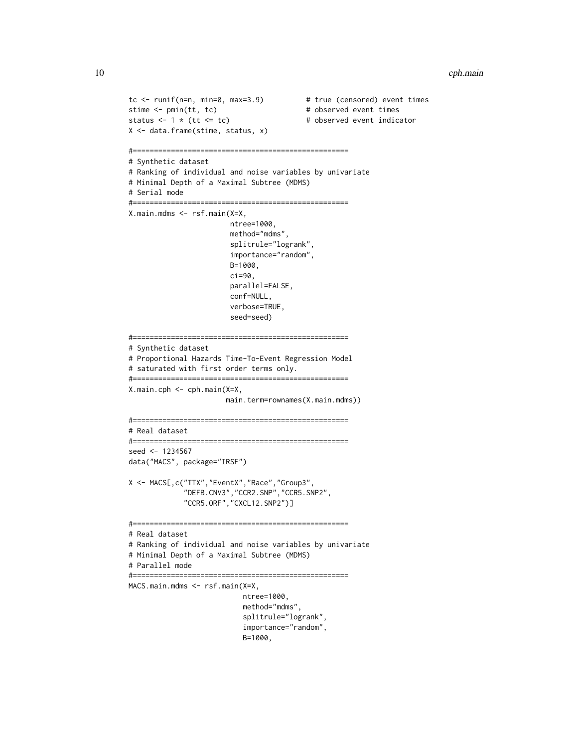```
tc <- runif(n=n, min=0, max=3.9)          # true (censored) event times
stime <- pmin(tt, tc)                     # observed event times
status <- 1 * (tt <= tc)                  # observed event indicator
X <- data.frame(stime, status, x)

#===================================================
# Synthetic dataset
# Ranking of individual and noise variables by univariate
# Minimal Depth of a Maximal Subtree (MDMS)
# Serial mode
#===================================================
X.main.mdms <- rsf.main(X=X,
                        ntree=1000,
                        method="mdms",
                        splitrule="logrank",
                        importance="random",
                        B=1000,
                        ci=90,
                        parallel=FALSE,
                        conf=NULL,
                        verbose=TRUE,
                        seed=seed)

#===================================================
# Synthetic dataset
# Proportional Hazards Time-To-Event Regression Model
# saturated with first order terms only.
#===================================================
X.main.cph <- cph.main(X=X,
                       main.term=rownames(X.main.mdms))

#===================================================
# Real dataset
#===================================================
seed <- 1234567
data("MACS", package="IRSF")

X <- MACS[,c("TTX","EventX","Race","Group3",
             "DEFB.CNV3","CCR2.SNP","CCR5.SNP2",
             "CCR5.ORF","CXCL12.SNP2")]

#===================================================
# Real dataset
# Ranking of individual and noise variables by univariate
# Minimal Depth of a Maximal Subtree (MDMS)
# Parallel mode
#===================================================
MACS.main.mdms <- rsf.main(X=X,
                           ntree=1000,
                           method="mdms",
                           splitrule="logrank",
                           importance="random",
                           B=1000,
```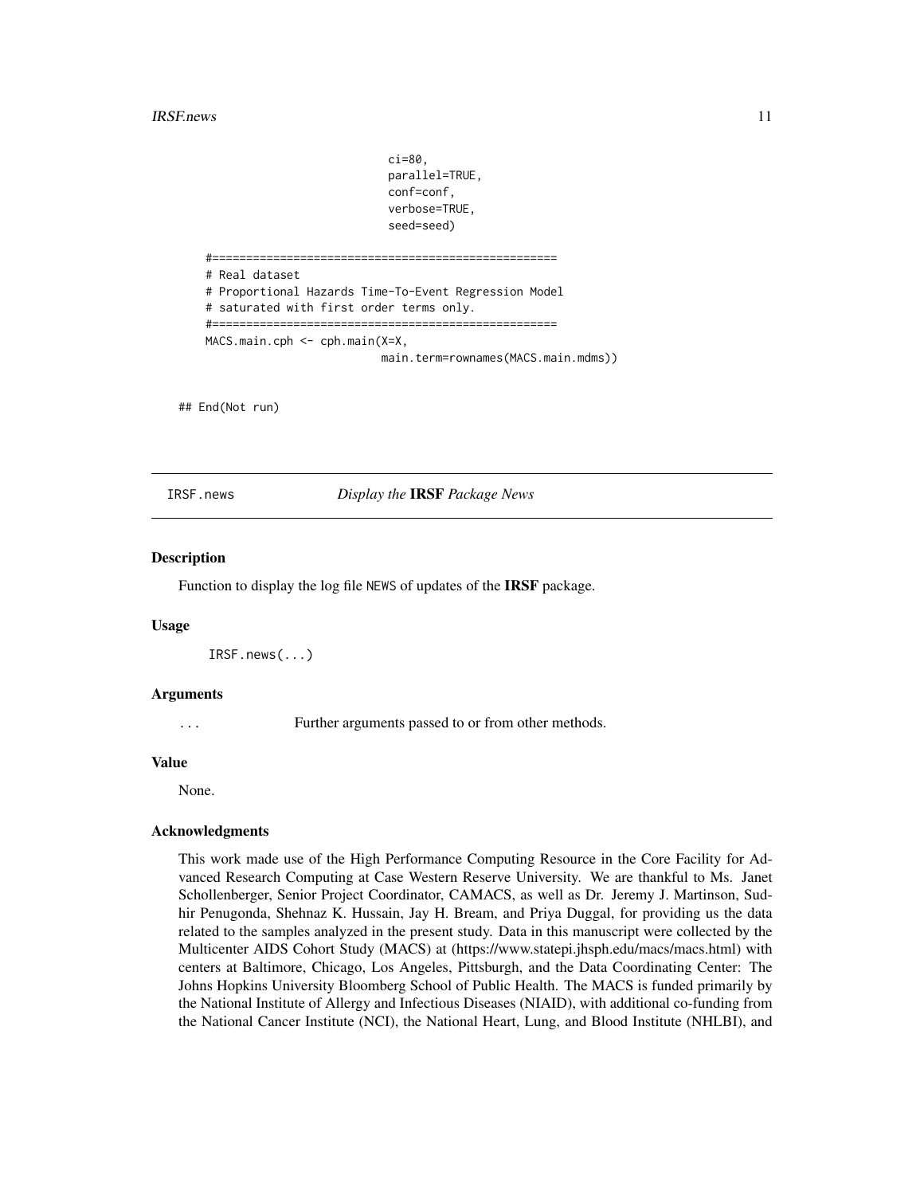```
                              ci=80,
                              parallel=TRUE,
                              conf=conf,
                              verbose=TRUE,
                              seed=seed)

    #===================================================
    # Real dataset
    # Proportional Hazards Time-To-Event Regression Model
    # saturated with first order terms only.
    #===================================================
    MACS.main.cph <- cph.main(X=X,
                             main.term=rownames(MACS.main.mdms))

## End(Not run)
```

---

## IRSF.news *Display the* **IRSF** *Package News*

### Description

Function to display the log file `NEWS` of updates of the **IRSF** package.

### Usage

```
IRSF.news(...)
```

### Arguments

`...` Further arguments passed to or from other methods.

### Value

None.

### Acknowledgments

This work made use of the High Performance Computing Resource in the Core Facility for Advanced Research Computing at Case Western Reserve University. We are thankful to Ms. Janet Schollenberger, Senior Project Coordinator, CAMACS, as well as Dr. Jeremy J. Martinson, Sudhir Penugonda, Shehnaz K. Hussain, Jay H. Bream, and Priya Duggal, for providing us the data related to the samples analyzed in the present study. Data in this manuscript were collected by the Multicenter AIDS Cohort Study (MACS) at (https://www.statepi.jhsph.edu/macs/macs.html) with centers at Baltimore, Chicago, Los Angeles, Pittsburgh, and the Data Coordinating Center: The Johns Hopkins University Bloomberg School of Public Health. The MACS is funded primarily by the National Institute of Allergy and Infectious Diseases (NIAID), with additional co-funding from the National Cancer Institute (NCI), the National Heart, Lung, and Blood Institute (NHLBI), and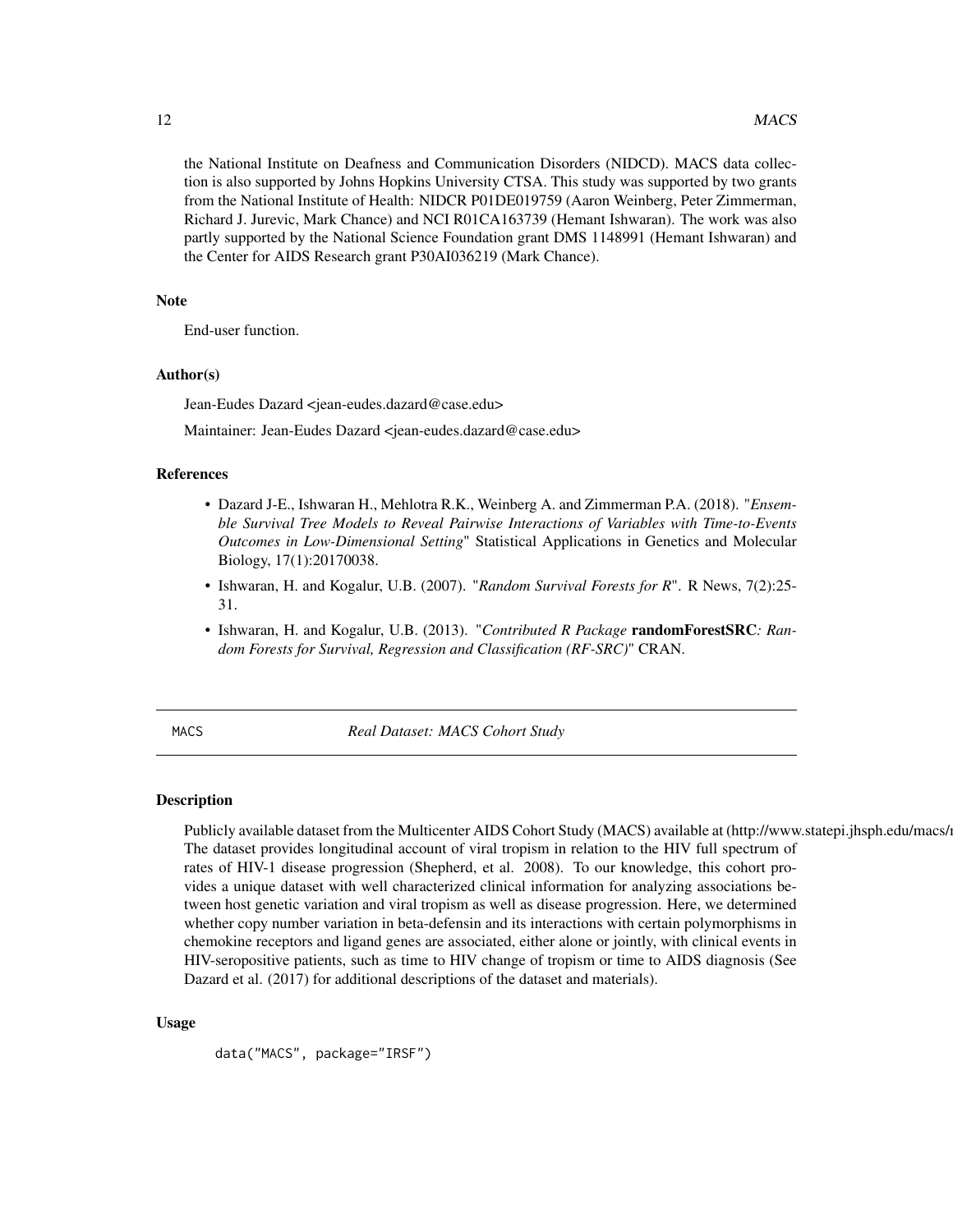the National Institute on Deafness and Communication Disorders (NIDCD). MACS data collection is also supported by Johns Hopkins University CTSA. This study was supported by two grants from the National Institute of Health: NIDCR P01DE019759 (Aaron Weinberg, Peter Zimmerman, Richard J. Jurevic, Mark Chance) and NCI R01CA163739 (Hemant Ishwaran). The work was also partly supported by the National Science Foundation grant DMS 1148991 (Hemant Ishwaran) and the Center for AIDS Research grant P30AI036219 (Mark Chance).

### Note

End-user function.

### Author(s)

Jean-Eudes Dazard <jean-eudes.dazard@case.edu>

Maintainer: Jean-Eudes Dazard <jean-eudes.dazard@case.edu>

### References

- Dazard J-E., Ishwaran H., Mehlotra R.K., Weinberg A. and Zimmerman P.A. (2018). "*Ensemble Survival Tree Models to Reveal Pairwise Interactions of Variables with Time-to-Events Outcomes in Low-Dimensional Setting*" Statistical Applications in Genetics and Molecular Biology, 17(1):20170038.
- Ishwaran, H. and Kogalur, U.B. (2007). "*Random Survival Forests for R*". R News, 7(2):25-31.
- Ishwaran, H. and Kogalur, U.B. (2013). "*Contributed R Package* **randomForestSRC***: Random Forests for Survival, Regression and Classification (RF-SRC)*" CRAN.

---

## MACS — *Real Dataset: MACS Cohort Study*

---

### Description

Publicly available dataset from the Multicenter AIDS Cohort Study (MACS) available at (http://www.statepi.jhsph.edu/macs/r The dataset provides longitudinal account of viral tropism in relation to the HIV full spectrum of rates of HIV-1 disease progression (Shepherd, et al. 2008). To our knowledge, this cohort provides a unique dataset with well characterized clinical information for analyzing associations between host genetic variation and viral tropism as well as disease progression. Here, we determined whether copy number variation in beta-defensin and its interactions with certain polymorphisms in chemokine receptors and ligand genes are associated, either alone or jointly, with clinical events in HIV-seropositive patients, such as time to HIV change of tropism or time to AIDS diagnosis (See Dazard et al. (2017) for additional descriptions of the dataset and materials).

### Usage

```
data("MACS", package="IRSF")
```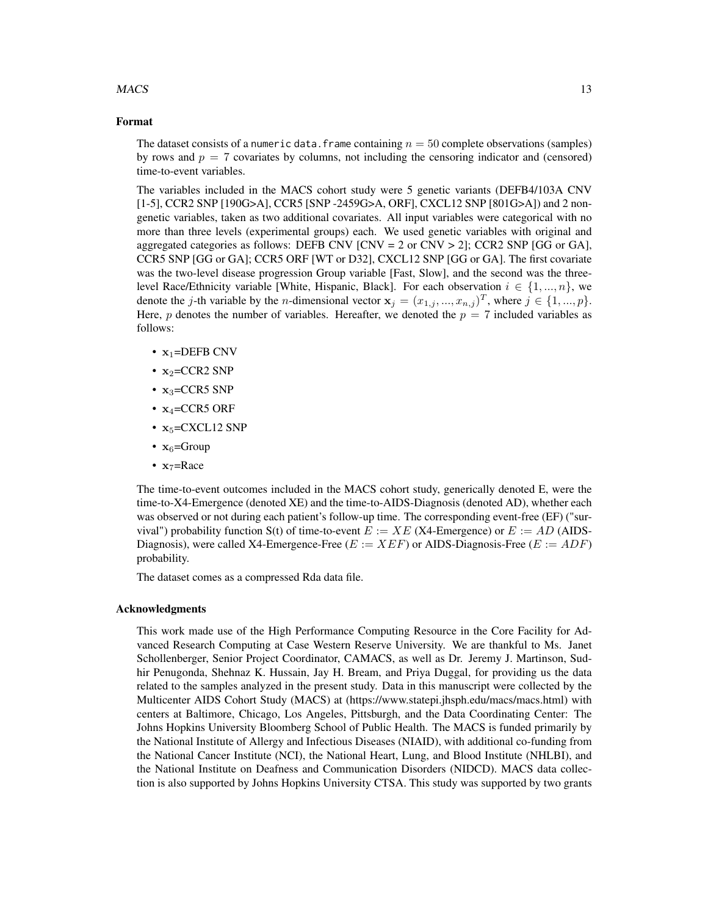## Format

The dataset consists of a `numeric data.frame` containing $n = 50$ complete observations (samples) by rows and $p = 7$ covariates by columns, not including the censoring indicator and (censored) time-to-event variables.

The variables included in the MACS cohort study were 5 genetic variants (DEFB4/103A CNV [1-5], CCR2 SNP [190G>A], CCR5 [SNP -2459G>A, ORF], CXCL12 SNP [801G>A]) and 2 non-genetic variables, taken as two additional covariates. All input variables were categorical with no more than three levels (experimental groups) each. We used genetic variables with original and aggregated categories as follows: DEFB CNV [CNV = 2 or CNV > 2]; CCR2 SNP [GG or GA], CCR5 SNP [GG or GA]; CCR5 ORF [WT or D32], CXCL12 SNP [GG or GA]. The first covariate was the two-level disease progression Group variable [Fast, Slow], and the second was the three-level Race/Ethnicity variable [White, Hispanic, Black]. For each observation $i \in \{1, ..., n\}$, we denote the $j$-th variable by the $n$-dimensional vector $\mathbf{x}_j = (x_{1,j}, ..., x_{n,j})^T$, where $j \in \{1, ..., p\}$. Here, $p$ denotes the number of variables. Hereafter, we denoted the $p = 7$ included variables as follows:

- $\mathbf{x}_1$=DEFB CNV
- $\mathbf{x}_2$=CCR2 SNP
- $\mathbf{x}_3$=CCR5 SNP
- $\mathbf{x}_4$=CCR5 ORF
- $\mathbf{x}_5$=CXCL12 SNP
- $\mathbf{x}_6$=Group
- $\mathbf{x}_7$=Race

The time-to-event outcomes included in the MACS cohort study, generically denoted E, were the time-to-X4-Emergence (denoted XE) and the time-to-AIDS-Diagnosis (denoted AD), whether each was observed or not during each patient's follow-up time. The corresponding event-free (EF) ("survival") probability function S(t) of time-to-event $E := XE$ (X4-Emergence) or $E := AD$ (AIDS-Diagnosis), were called X4-Emergence-Free ($E := XEF$) or AIDS-Diagnosis-Free ($E := ADF$) probability.

The dataset comes as a compressed Rda data file.

## Acknowledgments

This work made use of the High Performance Computing Resource in the Core Facility for Advanced Research Computing at Case Western Reserve University. We are thankful to Ms. Janet Schollenberger, Senior Project Coordinator, CAMACS, as well as Dr. Jeremy J. Martinson, Sudhir Penugonda, Shehnaz K. Hussain, Jay H. Bream, and Priya Duggal, for providing us the data related to the samples analyzed in the present study. Data in this manuscript were collected by the Multicenter AIDS Cohort Study (MACS) at (https://www.statepi.jhsph.edu/macs/macs.html) with centers at Baltimore, Chicago, Los Angeles, Pittsburgh, and the Data Coordinating Center: The Johns Hopkins University Bloomberg School of Public Health. The MACS is funded primarily by the National Institute of Allergy and Infectious Diseases (NIAID), with additional co-funding from the National Cancer Institute (NCI), the National Heart, Lung, and Blood Institute (NHLBI), and the National Institute on Deafness and Communication Disorders (NIDCD). MACS data collection is also supported by Johns Hopkins University CTSA. This study was supported by two grants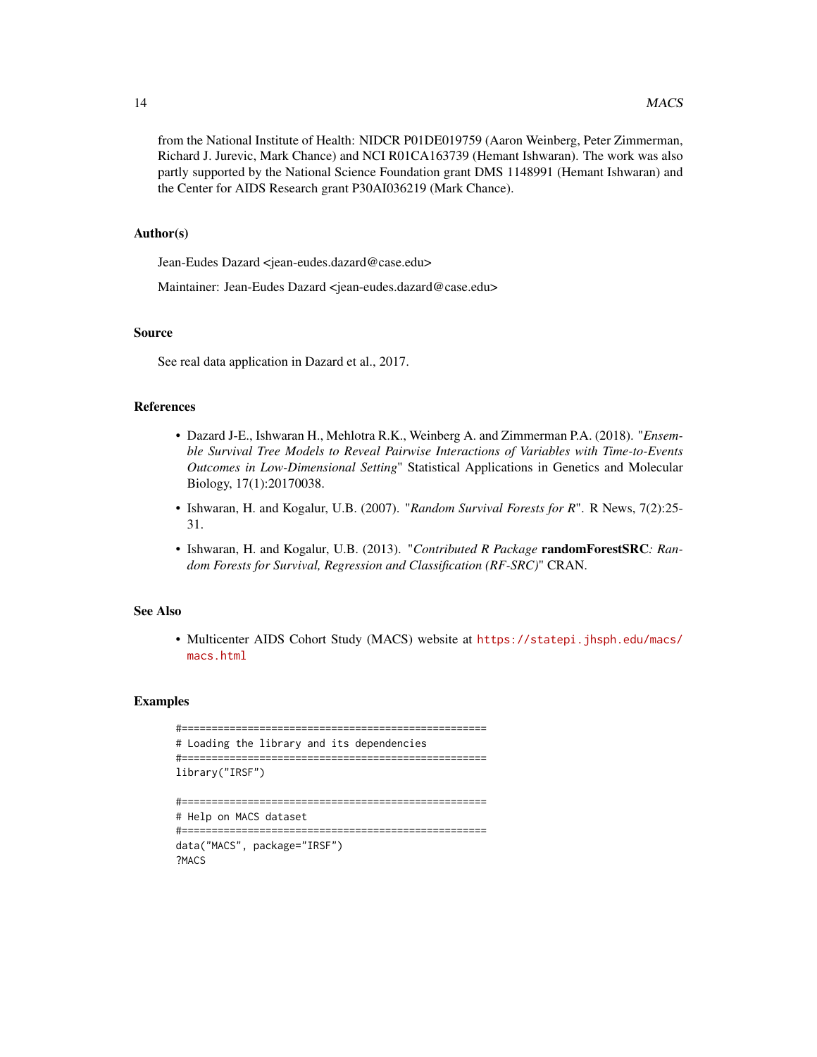from the National Institute of Health: NIDCR P01DE019759 (Aaron Weinberg, Peter Zimmerman, Richard J. Jurevic, Mark Chance) and NCI R01CA163739 (Hemant Ishwaran). The work was also partly supported by the National Science Foundation grant DMS 1148991 (Hemant Ishwaran) and the Center for AIDS Research grant P30AI036219 (Mark Chance).

### Author(s)

Jean-Eudes Dazard <jean-eudes.dazard@case.edu>

Maintainer: Jean-Eudes Dazard <jean-eudes.dazard@case.edu>

### Source

See real data application in Dazard et al., 2017.

### References

- Dazard J-E., Ishwaran H., Mehlotra R.K., Weinberg A. and Zimmerman P.A. (2018). "*Ensemble Survival Tree Models to Reveal Pairwise Interactions of Variables with Time-to-Events Outcomes in Low-Dimensional Setting*" Statistical Applications in Genetics and Molecular Biology, 17(1):20170038.
- Ishwaran, H. and Kogalur, U.B. (2007). "*Random Survival Forests for R*". R News, 7(2):25-31.
- Ishwaran, H. and Kogalur, U.B. (2013). "*Contributed R Package* **randomForestSRC***: Random Forests for Survival, Regression and Classification (RF-SRC)*" CRAN.

### See Also

- Multicenter AIDS Cohort Study (MACS) website at https://statepi.jhsph.edu/macs/macs.html

### Examples

```
#===================================================
# Loading the library and its dependencies
#===================================================
library("IRSF")

#===================================================
# Help on MACS dataset
#===================================================
data("MACS", package="IRSF")
?MACS
```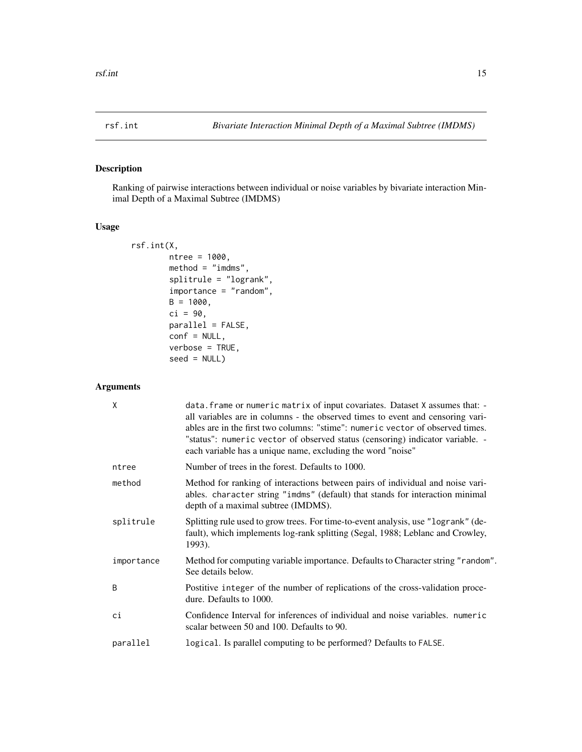rsf.int *Bivariate Interaction Minimal Depth of a Maximal Subtree (IMDMS)*

## Description

Ranking of pairwise interactions between individual or noise variables by bivariate interaction Minimal Depth of a Maximal Subtree (IMDMS)

## Usage

```
rsf.int(X,
        ntree = 1000,
        method = "imdms",
        splitrule = "logrank",
        importance = "random",
        B = 1000,
        ci = 90,
        parallel = FALSE,
        conf = NULL,
        verbose = TRUE,
        seed = NULL)
```

## Arguments

| | |
|---|---|
| X | data.frame or numeric matrix of input covariates. Dataset X assumes that: - all variables are in columns - the observed times to event and censoring variables are in the first two columns: "stime": numeric vector of observed times. "status": numeric vector of observed status (censoring) indicator variable. - each variable has a unique name, excluding the word "noise" |
| ntree | Number of trees in the forest. Defaults to 1000. |
| method | Method for ranking of interactions between pairs of individual and noise variables. character string "imdms" (default) that stands for interaction minimal depth of a maximal subtree (IMDMS). |
| splitrule | Splitting rule used to grow trees. For time-to-event analysis, use "logrank" (default), which implements log-rank splitting (Segal, 1988; Leblanc and Crowley, 1993). |
| importance | Method for computing variable importance. Defaults to Character string "random". See details below. |
| B | Postitive integer of the number of replications of the cross-validation procedure. Defaults to 1000. |
| ci | Confidence Interval for inferences of individual and noise variables. numeric scalar between 50 and 100. Defaults to 90. |
| parallel | logical. Is parallel computing to be performed? Defaults to FALSE. |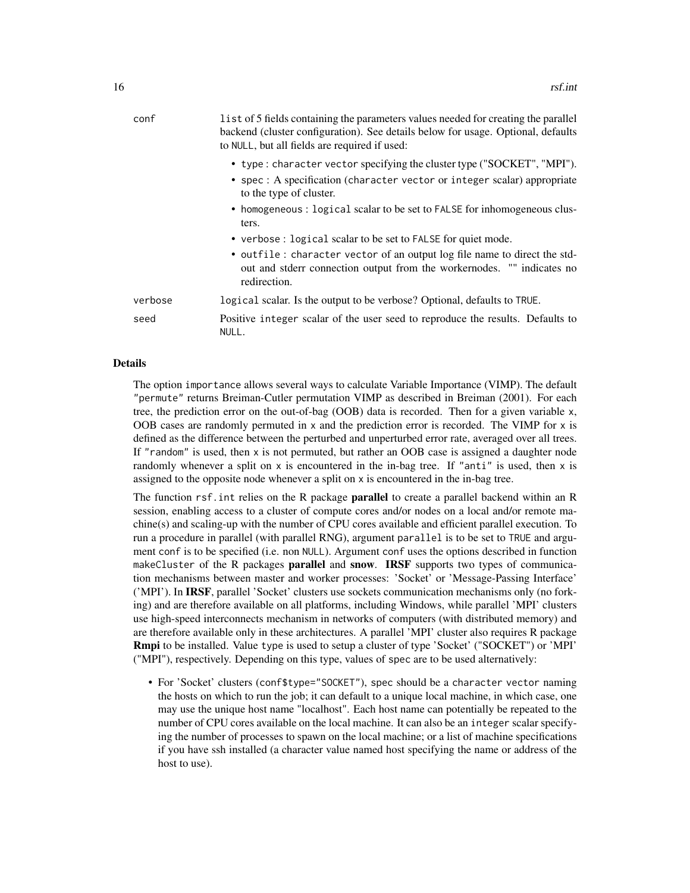conf
: `list` of 5 fields containing the parameters values needed for creating the parallel backend (cluster configuration). See details below for usage. Optional, defaults to `NULL`, but all fields are required if used:

- `type` : `character vector` specifying the cluster type ("SOCKET", "MPI").
- `spec` : A specification (`character vector` or `integer` scalar) appropriate to the type of cluster.
- `homogeneous` : `logical` scalar to be set to `FALSE` for inhomogeneous clusters.
- `verbose` : `logical` scalar to be set to `FALSE` for quiet mode.
- `outfile` : `character vector` of an output log file name to direct the stdout and stderr connection output from the workernodes. "" indicates no redirection.

verbose
: `logical` scalar. Is the output to be verbose? Optional, defaults to `TRUE`.

seed
: Positive `integer` scalar of the user seed to reproduce the results. Defaults to `NULL`.

## Details

The option `importance` allows several ways to calculate Variable Importance (VIMP). The default `"permute"` returns Breiman-Cutler permutation VIMP as described in Breiman (2001). For each tree, the prediction error on the out-of-bag (OOB) data is recorded. Then for a given variable `x`, OOB cases are randomly permuted in `x` and the prediction error is recorded. The VIMP for `x` is defined as the difference between the perturbed and unperturbed error rate, averaged over all trees. If `"random"` is used, then `x` is not permuted, but rather an OOB case is assigned a daughter node randomly whenever a split on `x` is encountered in the in-bag tree. If `"anti"` is used, then `x` is assigned to the opposite node whenever a split on `x` is encountered in the in-bag tree.

The function `rsf.int` relies on the R package **parallel** to create a parallel backend within an R session, enabling access to a cluster of compute cores and/or nodes on a local and/or remote machine(s) and scaling-up with the number of CPU cores available and efficient parallel execution. To run a procedure in parallel (with parallel RNG), argument `parallel` is to be set to `TRUE` and argument `conf` is to be specified (i.e. non `NULL`). Argument `conf` uses the options described in function `makeCluster` of the R packages **parallel** and **snow**. **IRSF** supports two types of communication mechanisms between master and worker processes: 'Socket' or 'Message-Passing Interface' ('MPI'). In **IRSF**, parallel 'Socket' clusters use sockets communication mechanisms only (no forking) and are therefore available on all platforms, including Windows, while parallel 'MPI' clusters use high-speed interconnects mechanism in networks of computers (with distributed memory) and are therefore available only in these architectures. A parallel 'MPI' cluster also requires R package **Rmpi** to be installed. Value `type` is used to setup a cluster of type 'Socket' ("SOCKET") or 'MPI' ("MPI"), respectively. Depending on this type, values of `spec` are to be used alternatively:

- For 'Socket' clusters (`conf$type="SOCKET"`), `spec` should be a `character vector` naming the hosts on which to run the job; it can default to a unique local machine, in which case, one may use the unique host name "localhost". Each host name can potentially be repeated to the number of CPU cores available on the local machine. It can also be an `integer` scalar specifying the number of processes to spawn on the local machine; or a list of machine specifications if you have ssh installed (a character value named host specifying the name or address of the host to use).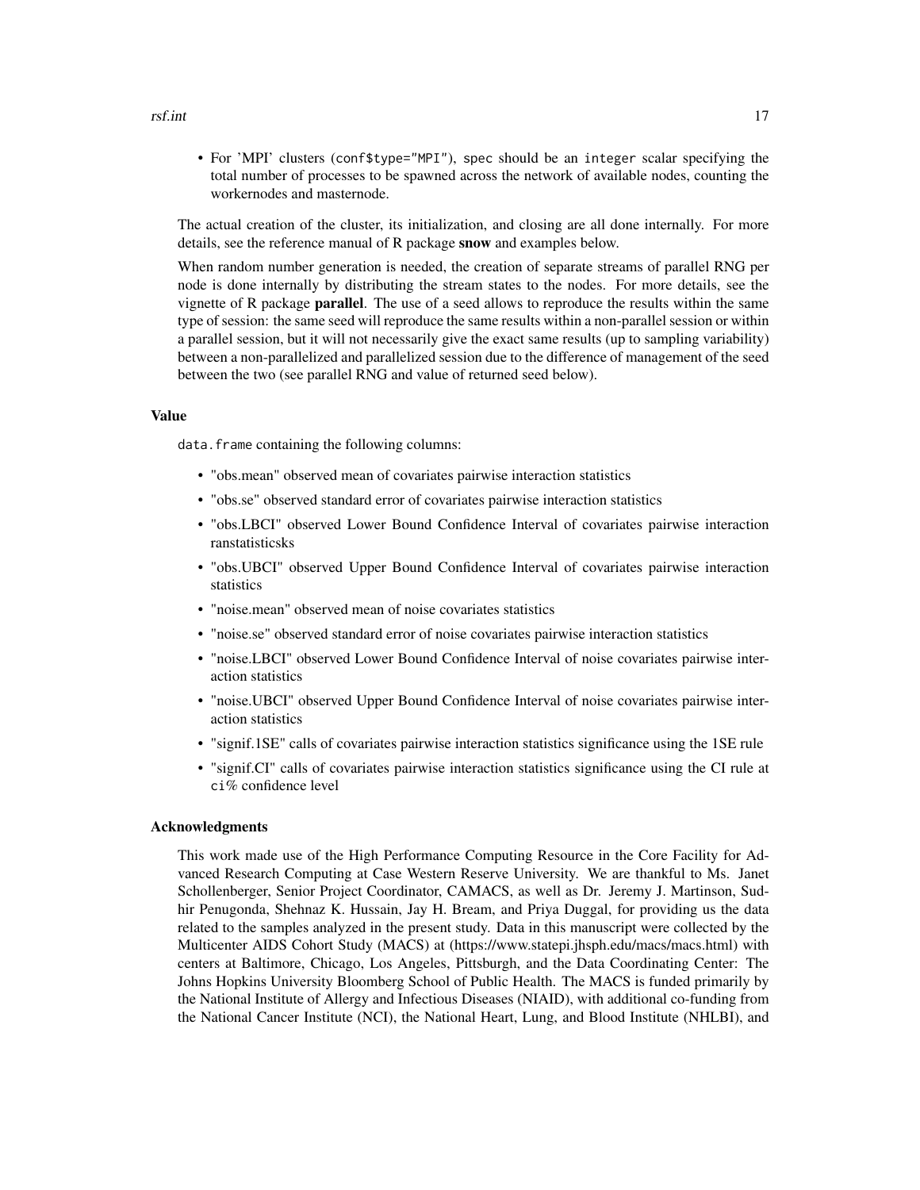- For 'MPI' clusters (`conf$type="MPI"`), `spec` should be an `integer` scalar specifying the total number of processes to be spawned across the network of available nodes, counting the workernodes and masternode.

The actual creation of the cluster, its initialization, and closing are all done internally. For more details, see the reference manual of R package **snow** and examples below.

When random number generation is needed, the creation of separate streams of parallel RNG per node is done internally by distributing the stream states to the nodes. For more details, see the vignette of R package **parallel**. The use of a seed allows to reproduce the results within the same type of session: the same seed will reproduce the same results within a non-parallel session or within a parallel session, but it will not necessarily give the exact same results (up to sampling variability) between a non-parallelized and parallelized session due to the difference of management of the seed between the two (see parallel RNG and value of returned seed below).

## Value

`data.frame` containing the following columns:

- "obs.mean" observed mean of covariates pairwise interaction statistics
- "obs.se" observed standard error of covariates pairwise interaction statistics
- "obs.LBCI" observed Lower Bound Confidence Interval of covariates pairwise interaction ranstatisticsks
- "obs.UBCI" observed Upper Bound Confidence Interval of covariates pairwise interaction statistics
- "noise.mean" observed mean of noise covariates statistics
- "noise.se" observed standard error of noise covariates pairwise interaction statistics
- "noise.LBCI" observed Lower Bound Confidence Interval of noise covariates pairwise interaction statistics
- "noise.UBCI" observed Upper Bound Confidence Interval of noise covariates pairwise interaction statistics
- "signif.1SE" calls of covariates pairwise interaction statistics significance using the 1SE rule
- "signif.CI" calls of covariates pairwise interaction statistics significance using the CI rule at `ci`% confidence level

## Acknowledgments

This work made use of the High Performance Computing Resource in the Core Facility for Advanced Research Computing at Case Western Reserve University. We are thankful to Ms. Janet Schollenberger, Senior Project Coordinator, CAMACS, as well as Dr. Jeremy J. Martinson, Sudhir Penugonda, Shehnaz K. Hussain, Jay H. Bream, and Priya Duggal, for providing us the data related to the samples analyzed in the present study. Data in this manuscript were collected by the Multicenter AIDS Cohort Study (MACS) at (https://www.statepi.jhsph.edu/macs/macs.html) with centers at Baltimore, Chicago, Los Angeles, Pittsburgh, and the Data Coordinating Center: The Johns Hopkins University Bloomberg School of Public Health. The MACS is funded primarily by the National Institute of Allergy and Infectious Diseases (NIAID), with additional co-funding from the National Cancer Institute (NCI), the National Heart, Lung, and Blood Institute (NHLBI), and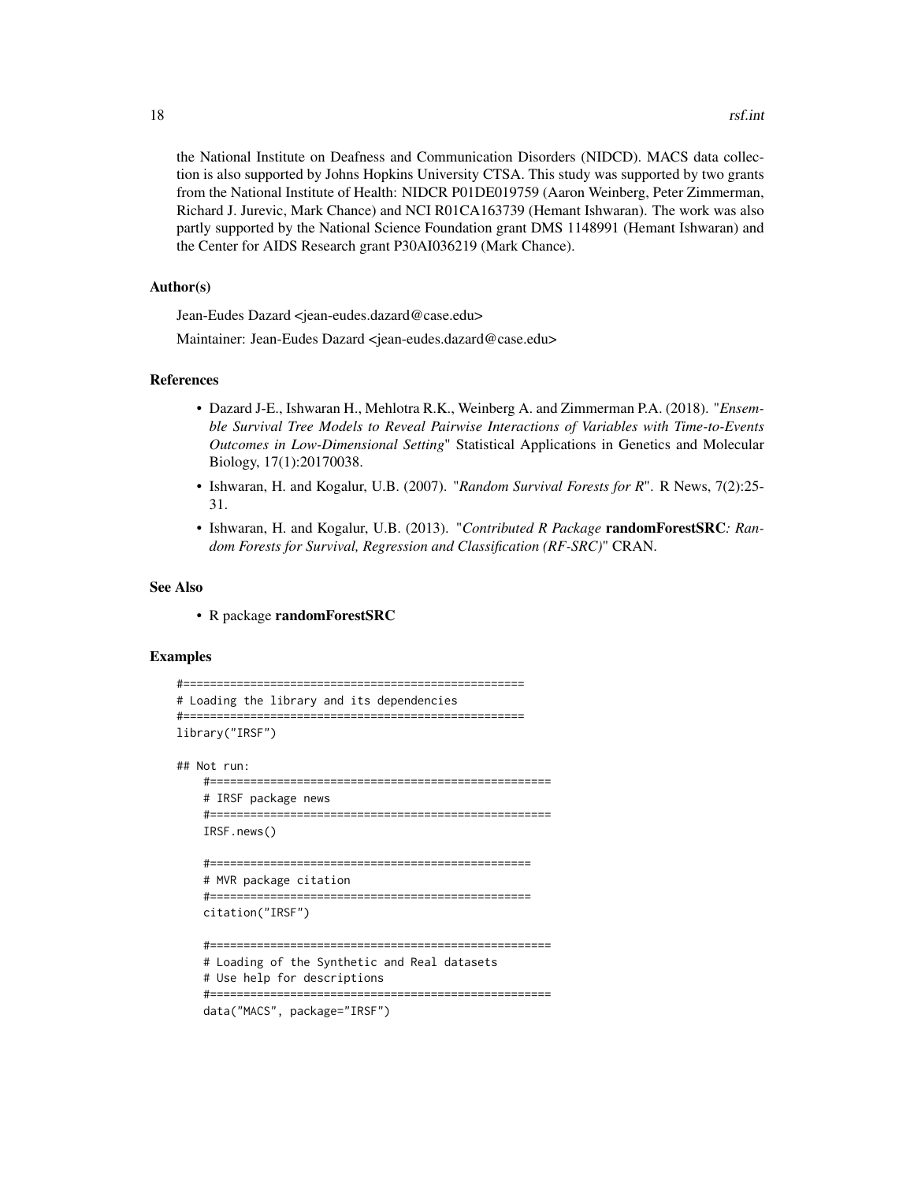the National Institute on Deafness and Communication Disorders (NIDCD). MACS data collection is also supported by Johns Hopkins University CTSA. This study was supported by two grants from the National Institute of Health: NIDCR P01DE019759 (Aaron Weinberg, Peter Zimmerman, Richard J. Jurevic, Mark Chance) and NCI R01CA163739 (Hemant Ishwaran). The work was also partly supported by the National Science Foundation grant DMS 1148991 (Hemant Ishwaran) and the Center for AIDS Research grant P30AI036219 (Mark Chance).

### Author(s)

Jean-Eudes Dazard <jean-eudes.dazard@case.edu>

Maintainer: Jean-Eudes Dazard <jean-eudes.dazard@case.edu>

### References

- Dazard J-E., Ishwaran H., Mehlotra R.K., Weinberg A. and Zimmerman P.A. (2018). "*Ensemble Survival Tree Models to Reveal Pairwise Interactions of Variables with Time-to-Events Outcomes in Low-Dimensional Setting*" Statistical Applications in Genetics and Molecular Biology, 17(1):20170038.
- Ishwaran, H. and Kogalur, U.B. (2007). "*Random Survival Forests for R*". R News, 7(2):25-31.
- Ishwaran, H. and Kogalur, U.B. (2013). "*Contributed R Package* **randomForestSRC***: Random Forests for Survival, Regression and Classification (RF-SRC)*" CRAN.

### See Also

- R package **randomForestSRC**

### Examples

```
#===================================================
# Loading the library and its dependencies
#===================================================
library("IRSF")

## Not run:
    #===================================================
    # IRSF package news
    #===================================================
    IRSF.news()

    #================================================
    # MVR package citation
    #================================================
    citation("IRSF")

    #===================================================
    # Loading of the Synthetic and Real datasets
    # Use help for descriptions
    #===================================================
    data("MACS", package="IRSF")
```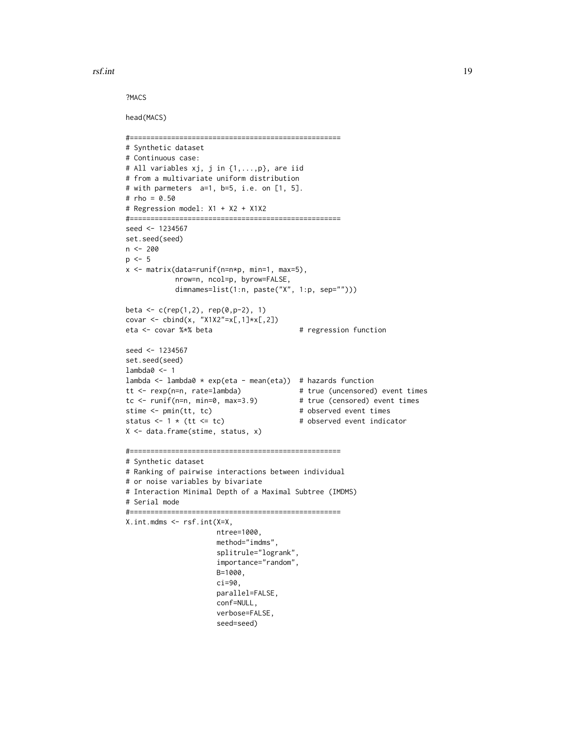```
?MACS

head(MACS)

#===================================================
# Synthetic dataset
# Continuous case:
# All variables xj, j in {1,...,p}, are iid
# from a multivariate uniform distribution
# with parmeters  a=1, b=5, i.e. on [1, 5].
# rho = 0.50
# Regression model: X1 + X2 + X1X2
#===================================================
seed <- 1234567
set.seed(seed)
n <- 200
p <- 5
x <- matrix(data=runif(n=n*p, min=1, max=5),
            nrow=n, ncol=p, byrow=FALSE,
            dimnames=list(1:n, paste("X", 1:p, sep="")))

beta <- c(rep(1,2), rep(0,p-2), 1)
covar <- cbind(x, "X1X2"=x[,1]*x[,2])
eta <- covar %*% beta                      # regression function

seed <- 1234567
set.seed(seed)
lambda0 <- 1
lambda <- lambda0 * exp(eta - mean(eta))  # hazards function
tt <- rexp(n=n, rate=lambda)              # true (uncensored) event times
tc <- runif(n=n, min=0, max=3.9)          # true (censored) event times
stime <- pmin(tt, tc)                     # observed event times
status <- 1 * (tt <= tc)                  # observed event indicator
X <- data.frame(stime, status, x)

#===================================================
# Synthetic dataset
# Ranking of pairwise interactions between individual
# or noise variables by bivariate
# Interaction Minimal Depth of a Maximal Subtree (IMDMS)
# Serial mode
#===================================================
X.int.mdms <- rsf.int(X=X,
                      ntree=1000,
                      method="imdms",
                      splitrule="logrank",
                      importance="random",
                      B=1000,
                      ci=90,
                      parallel=FALSE,
                      conf=NULL,
                      verbose=FALSE,
                      seed=seed)
```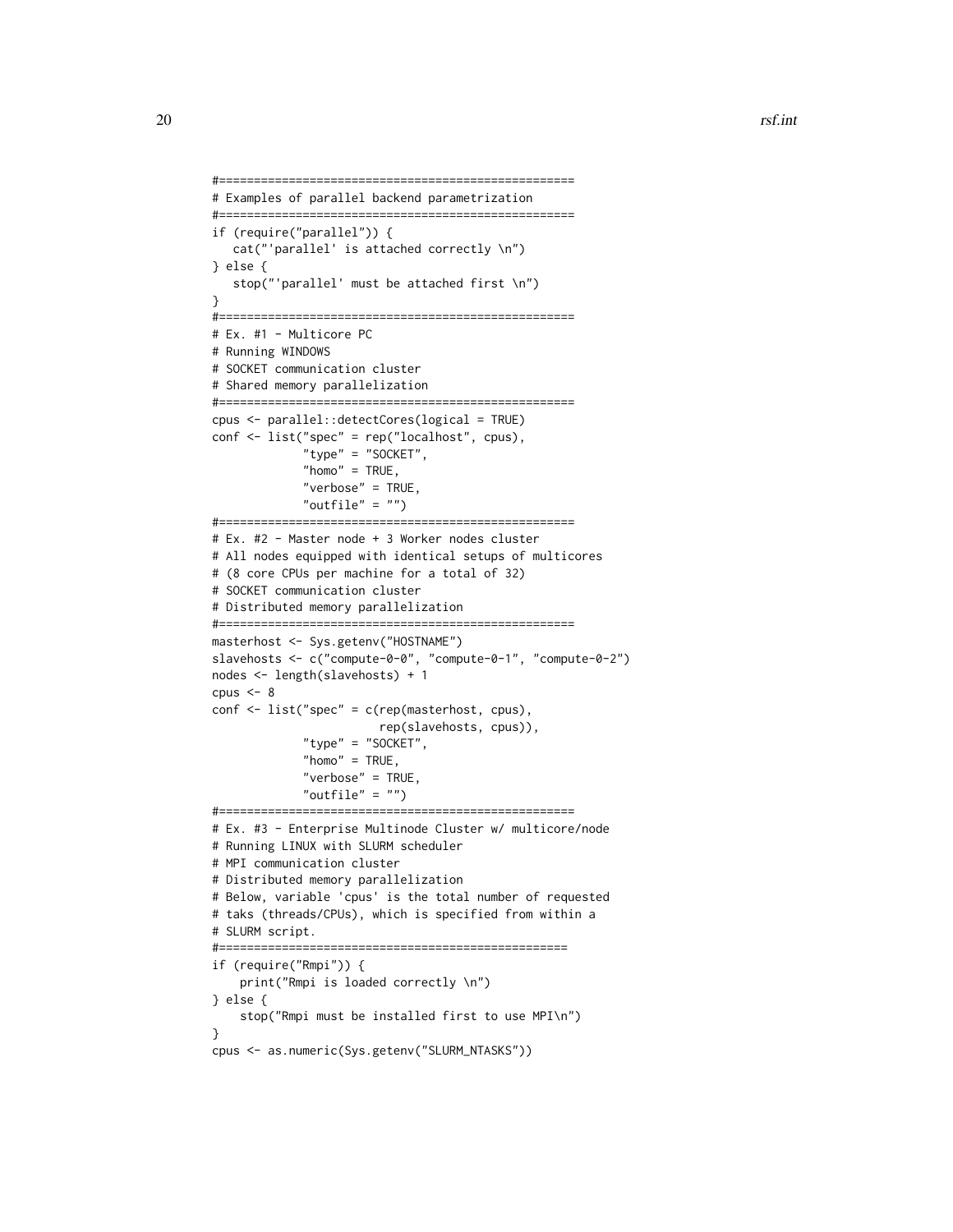```
#===================================================
# Examples of parallel backend parametrization
#===================================================
if (require("parallel")) {
   cat("'parallel' is attached correctly \n")
} else {
   stop("'parallel' must be attached first \n")
}
#===================================================
# Ex. #1 - Multicore PC
# Running WINDOWS
# SOCKET communication cluster
# Shared memory parallelization
#===================================================
cpus <- parallel::detectCores(logical = TRUE)
conf <- list("spec" = rep("localhost", cpus),
             "type" = "SOCKET",
             "homo" = TRUE,
             "verbose" = TRUE,
             "outfile" = "")
#===================================================
# Ex. #2 - Master node + 3 Worker nodes cluster
# All nodes equipped with identical setups of multicores
# (8 core CPUs per machine for a total of 32)
# SOCKET communication cluster
# Distributed memory parallelization
#===================================================
masterhost <- Sys.getenv("HOSTNAME")
slavehosts <- c("compute-0-0", "compute-0-1", "compute-0-2")
nodes <- length(slavehosts) + 1
cpus <- 8
conf <- list("spec" = c(rep(masterhost, cpus),
                        rep(slavehosts, cpus)),
             "type" = "SOCKET",
             "homo" = TRUE,
             "verbose" = TRUE,
             "outfile" = "")
#===================================================
# Ex. #3 - Enterprise Multinode Cluster w/ multicore/node
# Running LINUX with SLURM scheduler
# MPI communication cluster
# Distributed memory parallelization
# Below, variable 'cpus' is the total number of requested
# taks (threads/CPUs), which is specified from within a
# SLURM script.
#==================================================
if (require("Rmpi")) {
    print("Rmpi is loaded correctly \n")
} else {
    stop("Rmpi must be installed first to use MPI\n")
}
cpus <- as.numeric(Sys.getenv("SLURM_NTASKS"))
```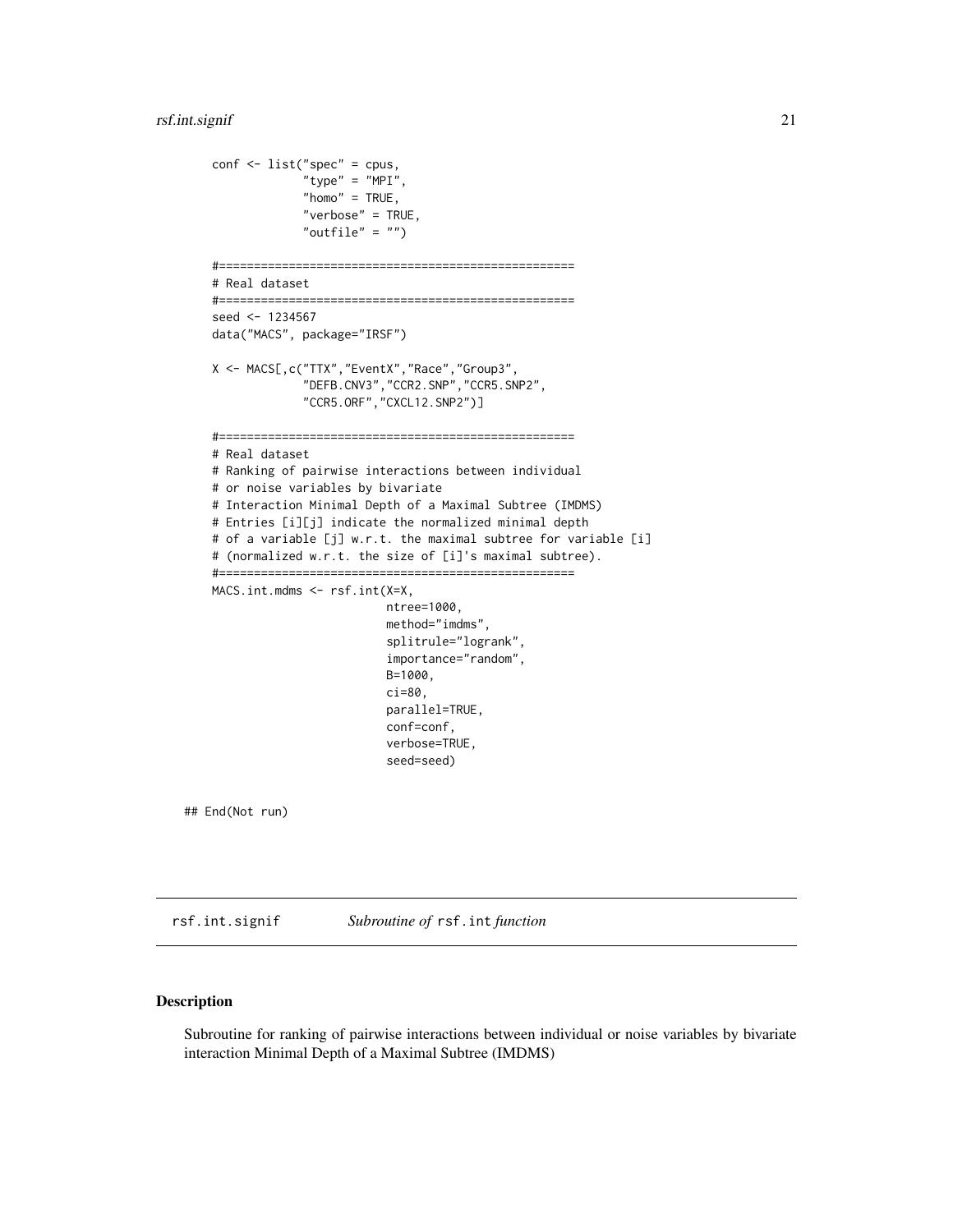```
    conf <- list("spec" = cpus,
                 "type" = "MPI",
                 "homo" = TRUE,
                 "verbose" = TRUE,
                 "outfile" = "")

    #===================================================
    # Real dataset
    #===================================================
    seed <- 1234567
    data("MACS", package="IRSF")

    X <- MACS[,c("TTX","EventX","Race","Group3",
                 "DEFB.CNV3","CCR2.SNP","CCR5.SNP2",
                 "CCR5.ORF","CXCL12.SNP2")]

    #===================================================
    # Real dataset
    # Ranking of pairwise interactions between individual
    # or noise variables by bivariate
    # Interaction Minimal Depth of a Maximal Subtree (IMDMS)
    # Entries [i][j] indicate the normalized minimal depth
    # of a variable [j] w.r.t. the maximal subtree for variable [i]
    # (normalized w.r.t. the size of [i]'s maximal subtree).
    #===================================================
    MACS.int.mdms <- rsf.int(X=X,
                             ntree=1000,
                             method="imdms",
                             splitrule="logrank",
                             importance="random",
                             B=1000,
                             ci=80,
                             parallel=TRUE,
                             conf=conf,
                             verbose=TRUE,
                             seed=seed)

## End(Not run)
```

## rsf.int.signif — *Subroutine of* `rsf.int` *function*

### Description

Subroutine for ranking of pairwise interactions between individual or noise variables by bivariate interaction Minimal Depth of a Maximal Subtree (IMDMS)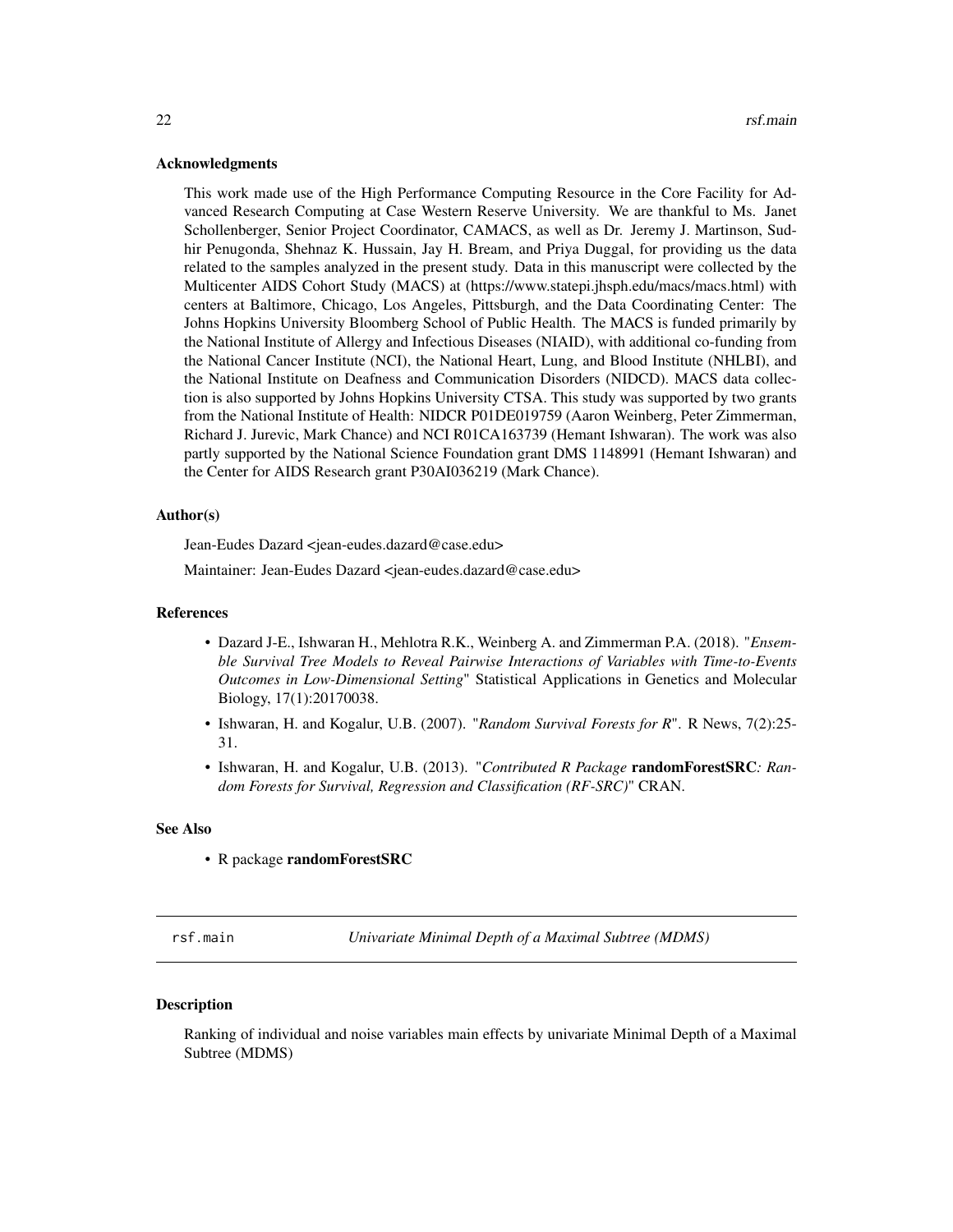### Acknowledgments

This work made use of the High Performance Computing Resource in the Core Facility for Advanced Research Computing at Case Western Reserve University. We are thankful to Ms. Janet Schollenberger, Senior Project Coordinator, CAMACS, as well as Dr. Jeremy J. Martinson, Sudhir Penugonda, Shehnaz K. Hussain, Jay H. Bream, and Priya Duggal, for providing us the data related to the samples analyzed in the present study. Data in this manuscript were collected by the Multicenter AIDS Cohort Study (MACS) at (https://www.statepi.jhsph.edu/macs/macs.html) with centers at Baltimore, Chicago, Los Angeles, Pittsburgh, and the Data Coordinating Center: The Johns Hopkins University Bloomberg School of Public Health. The MACS is funded primarily by the National Institute of Allergy and Infectious Diseases (NIAID), with additional co-funding from the National Cancer Institute (NCI), the National Heart, Lung, and Blood Institute (NHLBI), and the National Institute on Deafness and Communication Disorders (NIDCD). MACS data collection is also supported by Johns Hopkins University CTSA. This study was supported by two grants from the National Institute of Health: NIDCR P01DE019759 (Aaron Weinberg, Peter Zimmerman, Richard J. Jurevic, Mark Chance) and NCI R01CA163739 (Hemant Ishwaran). The work was also partly supported by the National Science Foundation grant DMS 1148991 (Hemant Ishwaran) and the Center for AIDS Research grant P30AI036219 (Mark Chance).

### Author(s)

Jean-Eudes Dazard <jean-eudes.dazard@case.edu>

Maintainer: Jean-Eudes Dazard <jean-eudes.dazard@case.edu>

### References

- Dazard J-E., Ishwaran H., Mehlotra R.K., Weinberg A. and Zimmerman P.A. (2018). "*Ensemble Survival Tree Models to Reveal Pairwise Interactions of Variables with Time-to-Events Outcomes in Low-Dimensional Setting*" Statistical Applications in Genetics and Molecular Biology, 17(1):20170038.
- Ishwaran, H. and Kogalur, U.B. (2007). "*Random Survival Forests for R*". R News, 7(2):25-31.
- Ishwaran, H. and Kogalur, U.B. (2013). "*Contributed R Package* **randomForestSRC***: Random Forests for Survival, Regression and Classification (RF-SRC)*" CRAN.

### See Also

- R package **randomForestSRC**

---

`rsf.main` *Univariate Minimal Depth of a Maximal Subtree (MDMS)*

---

### Description

Ranking of individual and noise variables main effects by univariate Minimal Depth of a Maximal Subtree (MDMS)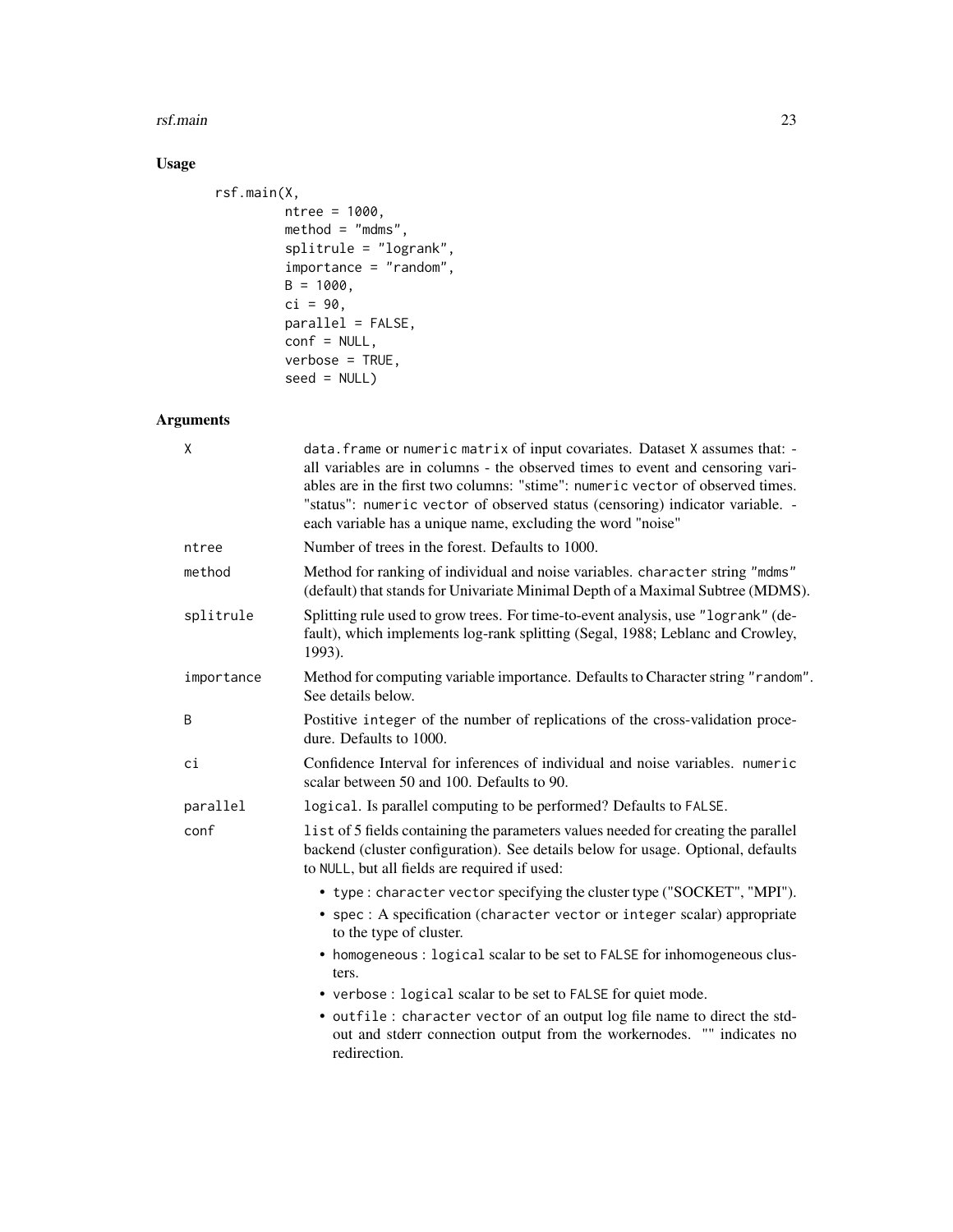## Usage

```
rsf.main(X,
         ntree = 1000,
         method = "mdms",
         splitrule = "logrank",
         importance = "random",
         B = 1000,
         ci = 90,
         parallel = FALSE,
         conf = NULL,
         verbose = TRUE,
         seed = NULL)
```

## Arguments

| | |
|---|---|
| `X` | `data.frame` or `numeric matrix` of input covariates. Dataset `X` assumes that: - all variables are in columns - the observed times to event and censoring variables are in the first two columns: "stime": `numeric vector` of observed times. "status": `numeric vector` of observed status (censoring) indicator variable. - each variable has a unique name, excluding the word "noise" |
| `ntree` | Number of trees in the forest. Defaults to 1000. |
| `method` | Method for ranking of individual and noise variables. `character` string `"mdms"` (default) that stands for Univariate Minimal Depth of a Maximal Subtree (MDMS). |
| `splitrule` | Splitting rule used to grow trees. For time-to-event analysis, use `"logrank"` (default), which implements log-rank splitting (Segal, 1988; Leblanc and Crowley, 1993). |
| `importance` | Method for computing variable importance. Defaults to Character string `"random"`. See details below. |
| `B` | Postitive `integer` of the number of replications of the cross-validation procedure. Defaults to 1000. |
| `ci` | Confidence Interval for inferences of individual and noise variables. `numeric` scalar between 50 and 100. Defaults to 90. |
| `parallel` | `logical`. Is parallel computing to be performed? Defaults to `FALSE`. |
| `conf` | `list` of 5 fields containing the parameters values needed for creating the parallel backend (cluster configuration). See details below for usage. Optional, defaults to `NULL`, but all fields are required if used:<br>• `type` : `character vector` specifying the cluster type ("SOCKET", "MPI").<br>• `spec` : A specification (`character vector` or `integer scalar`) appropriate to the type of cluster.<br>• `homogeneous` : `logical` scalar to be set to `FALSE` for inhomogeneous clusters.<br>• `verbose` : `logical` scalar to be set to `FALSE` for quiet mode.<br>• `outfile` : `character vector` of an output log file name to direct the stdout and stderr connection output from the workernodes. "" indicates no redirection. |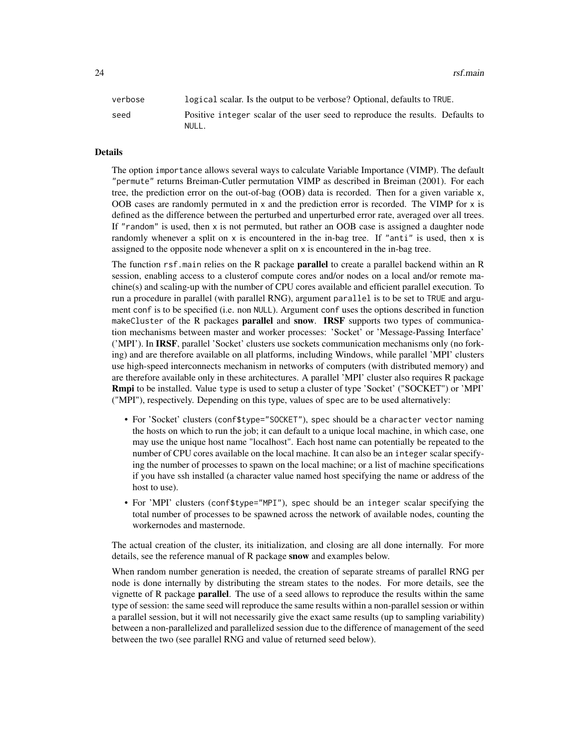| | |
|---|---|
| verbose | logical scalar. Is the output to be verbose? Optional, defaults to TRUE. |
| seed | Positive integer scalar of the user seed to reproduce the results. Defaults to NULL. |

## Details

The option importance allows several ways to calculate Variable Importance (VIMP). The default "permute" returns Breiman-Cutler permutation VIMP as described in Breiman (2001). For each tree, the prediction error on the out-of-bag (OOB) data is recorded. Then for a given variable x, OOB cases are randomly permuted in x and the prediction error is recorded. The VIMP for x is defined as the difference between the perturbed and unperturbed error rate, averaged over all trees. If "random" is used, then x is not permuted, but rather an OOB case is assigned a daughter node randomly whenever a split on x is encountered in the in-bag tree. If "anti" is used, then x is assigned to the opposite node whenever a split on x is encountered in the in-bag tree.

The function rsf.main relies on the R package **parallel** to create a parallel backend within an R session, enabling access to a clusterof compute cores and/or nodes on a local and/or remote machine(s) and scaling-up with the number of CPU cores available and efficient parallel execution. To run a procedure in parallel (with parallel RNG), argument parallel is to be set to TRUE and argument conf is to be specified (i.e. non NULL). Argument conf uses the options described in function makeCluster of the R packages **parallel** and **snow**. **IRSF** supports two types of communication mechanisms between master and worker processes: 'Socket' or 'Message-Passing Interface' ('MPI'). In **IRSF**, parallel 'Socket' clusters use sockets communication mechanisms only (no forking) and are therefore available on all platforms, including Windows, while parallel 'MPI' clusters use high-speed interconnects mechanism in networks of computers (with distributed memory) and are therefore available only in these architectures. A parallel 'MPI' cluster also requires R package **Rmpi** to be installed. Value type is used to setup a cluster of type 'Socket' ("SOCKET") or 'MPI' ("MPI"), respectively. Depending on this type, values of spec are to be used alternatively:

- For 'Socket' clusters (conf$type="SOCKET"), spec should be a character vector naming the hosts on which to run the job; it can default to a unique local machine, in which case, one may use the unique host name "localhost". Each host name can potentially be repeated to the number of CPU cores available on the local machine. It can also be an integer scalar specifying the number of processes to spawn on the local machine; or a list of machine specifications if you have ssh installed (a character value named host specifying the name or address of the host to use).
- For 'MPI' clusters (conf$type="MPI"), spec should be an integer scalar specifying the total number of processes to be spawned across the network of available nodes, counting the workernodes and masternode.

The actual creation of the cluster, its initialization, and closing are all done internally. For more details, see the reference manual of R package **snow** and examples below.

When random number generation is needed, the creation of separate streams of parallel RNG per node is done internally by distributing the stream states to the nodes. For more details, see the vignette of R package **parallel**. The use of a seed allows to reproduce the results within the same type of session: the same seed will reproduce the same results within a non-parallel session or within a parallel session, but it will not necessarily give the exact same results (up to sampling variability) between a non-parallelized and parallelized session due to the difference of management of the seed between the two (see parallel RNG and value of returned seed below).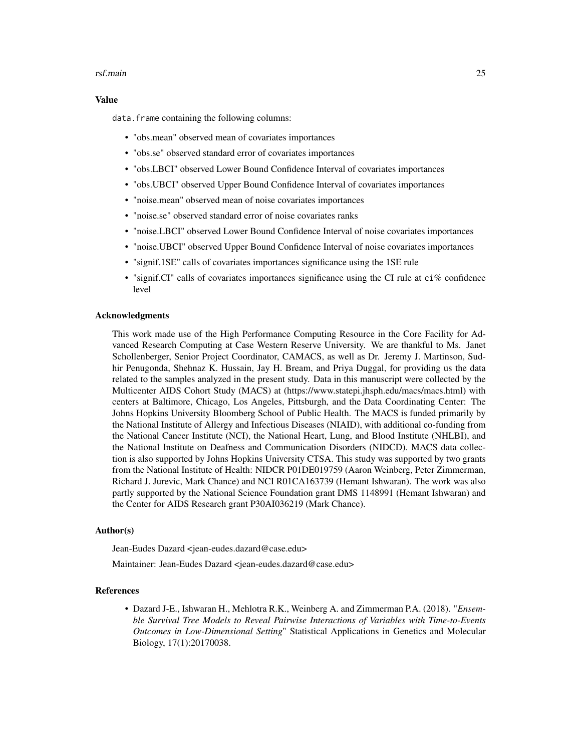## Value

`data.frame` containing the following columns:

- "obs.mean" observed mean of covariates importances
- "obs.se" observed standard error of covariates importances
- "obs.LBCI" observed Lower Bound Confidence Interval of covariates importances
- "obs.UBCI" observed Upper Bound Confidence Interval of covariates importances
- "noise.mean" observed mean of noise covariates importances
- "noise.se" observed standard error of noise covariates ranks
- "noise.LBCI" observed Lower Bound Confidence Interval of noise covariates importances
- "noise.UBCI" observed Upper Bound Confidence Interval of noise covariates importances
- "signif.1SE" calls of covariates importances significance using the 1SE rule
- "signif.CI" calls of covariates importances significance using the CI rule at `ci`% confidence level

## Acknowledgments

This work made use of the High Performance Computing Resource in the Core Facility for Advanced Research Computing at Case Western Reserve University. We are thankful to Ms. Janet Schollenberger, Senior Project Coordinator, CAMACS, as well as Dr. Jeremy J. Martinson, Sudhir Penugonda, Shehnaz K. Hussain, Jay H. Bream, and Priya Duggal, for providing us the data related to the samples analyzed in the present study. Data in this manuscript were collected by the Multicenter AIDS Cohort Study (MACS) at (https://www.statepi.jhsph.edu/macs/macs.html) with centers at Baltimore, Chicago, Los Angeles, Pittsburgh, and the Data Coordinating Center: The Johns Hopkins University Bloomberg School of Public Health. The MACS is funded primarily by the National Institute of Allergy and Infectious Diseases (NIAID), with additional co-funding from the National Cancer Institute (NCI), the National Heart, Lung, and Blood Institute (NHLBI), and the National Institute on Deafness and Communication Disorders (NIDCD). MACS data collection is also supported by Johns Hopkins University CTSA. This study was supported by two grants from the National Institute of Health: NIDCR P01DE019759 (Aaron Weinberg, Peter Zimmerman, Richard J. Jurevic, Mark Chance) and NCI R01CA163739 (Hemant Ishwaran). The work was also partly supported by the National Science Foundation grant DMS 1148991 (Hemant Ishwaran) and the Center for AIDS Research grant P30AI036219 (Mark Chance).

## Author(s)

Jean-Eudes Dazard <jean-eudes.dazard@case.edu>

Maintainer: Jean-Eudes Dazard <jean-eudes.dazard@case.edu>

## References

- Dazard J-E., Ishwaran H., Mehlotra R.K., Weinberg A. and Zimmerman P.A. (2018). "*Ensemble Survival Tree Models to Reveal Pairwise Interactions of Variables with Time-to-Events Outcomes in Low-Dimensional Setting*" Statistical Applications in Genetics and Molecular Biology, 17(1):20170038.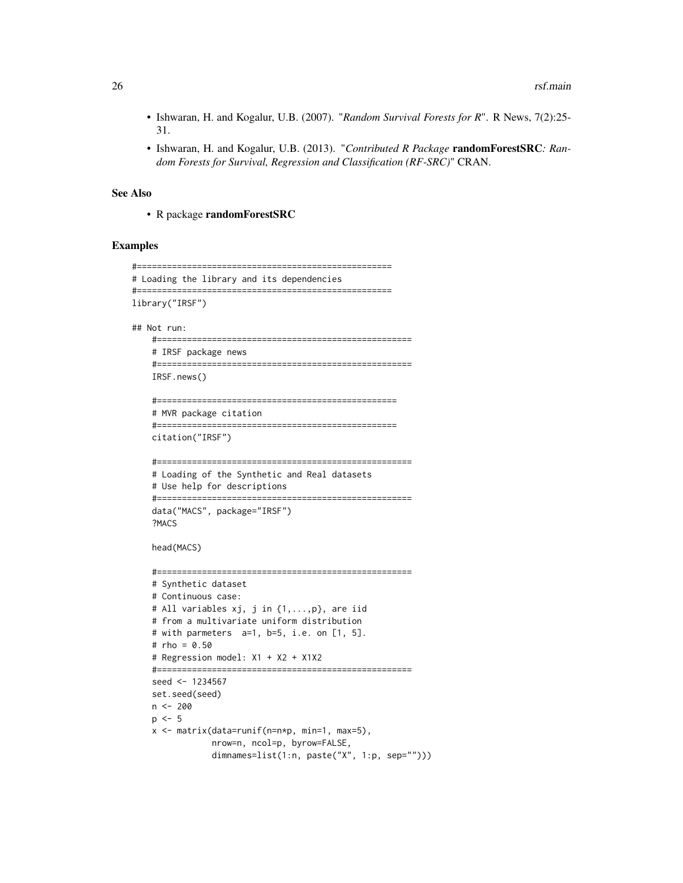- Ishwaran, H. and Kogalur, U.B. (2007). "*Random Survival Forests for R*". R News, 7(2):25-31.
- Ishwaran, H. and Kogalur, U.B. (2013). "*Contributed R Package* **randomForestSRC***: Random Forests for Survival, Regression and Classification (RF-SRC)*" CRAN.

## See Also

- R package **randomForestSRC**

## Examples

```
#===================================================
# Loading the library and its dependencies
#===================================================
library("IRSF")

## Not run:
    #===================================================
    # IRSF package news
    #===================================================
    IRSF.news()

    #================================================
    # MVR package citation
    #================================================
    citation("IRSF")

    #===================================================
    # Loading of the Synthetic and Real datasets
    # Use help for descriptions
    #===================================================
    data("MACS", package="IRSF")
    ?MACS

    head(MACS)

    #===================================================
    # Synthetic dataset
    # Continuous case:
    # All variables xj, j in {1,...,p}, are iid
    # from a multivariate uniform distribution
    # with parmeters  a=1, b=5, i.e. on [1, 5].
    # rho = 0.50
    # Regression model: X1 + X2 + X1X2
    #===================================================
    seed <- 1234567
    set.seed(seed)
    n <- 200
    p <- 5
    x <- matrix(data=runif(n=n*p, min=1, max=5),
                nrow=n, ncol=p, byrow=FALSE,
                dimnames=list(1:n, paste("X", 1:p, sep="")))
```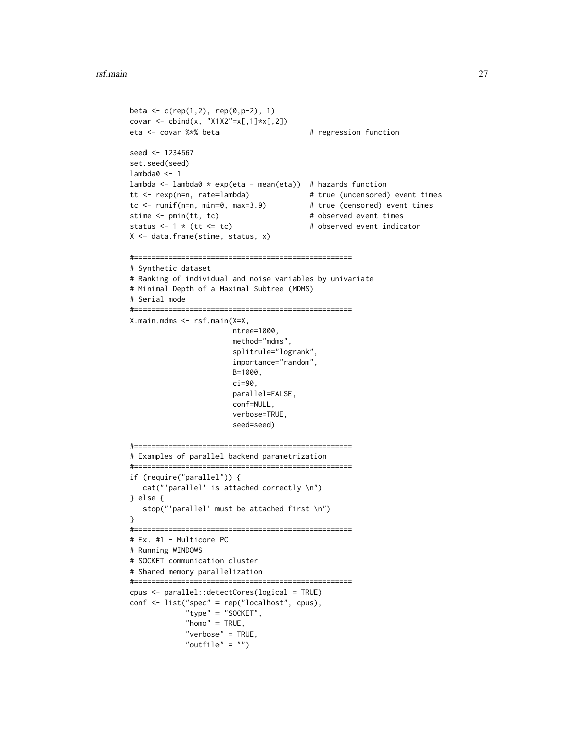```
beta <- c(rep(1,2), rep(0,p-2), 1)
covar <- cbind(x, "X1X2"=x[,1]*x[,2])
eta <- covar %*% beta                      # regression function

seed <- 1234567
set.seed(seed)
lambda0 <- 1
lambda <- lambda0 * exp(eta - mean(eta))  # hazards function
tt <- rexp(n=n, rate=lambda)              # true (uncensored) event times
tc <- runif(n=n, min=0, max=3.9)          # true (censored) event times
stime <- pmin(tt, tc)                     # observed event times
status <- 1 * (tt <= tc)                  # observed event indicator
X <- data.frame(stime, status, x)

#===================================================
# Synthetic dataset
# Ranking of individual and noise variables by univariate
# Minimal Depth of a Maximal Subtree (MDMS)
# Serial mode
#===================================================
X.main.mdms <- rsf.main(X=X,
                        ntree=1000,
                        method="mdms",
                        splitrule="logrank",
                        importance="random",
                        B=1000,
                        ci=90,
                        parallel=FALSE,
                        conf=NULL,
                        verbose=TRUE,
                        seed=seed)

#===================================================
# Examples of parallel backend parametrization
#===================================================
if (require("parallel")) {
   cat("'parallel' is attached correctly \n")
} else {
   stop("'parallel' must be attached first \n")
}
#===================================================
# Ex. #1 - Multicore PC
# Running WINDOWS
# SOCKET communication cluster
# Shared memory parallelization
#===================================================
cpus <- parallel::detectCores(logical = TRUE)
conf <- list("spec" = rep("localhost", cpus),
             "type" = "SOCKET",
             "homo" = TRUE,
             "verbose" = TRUE,
             "outfile" = "")
```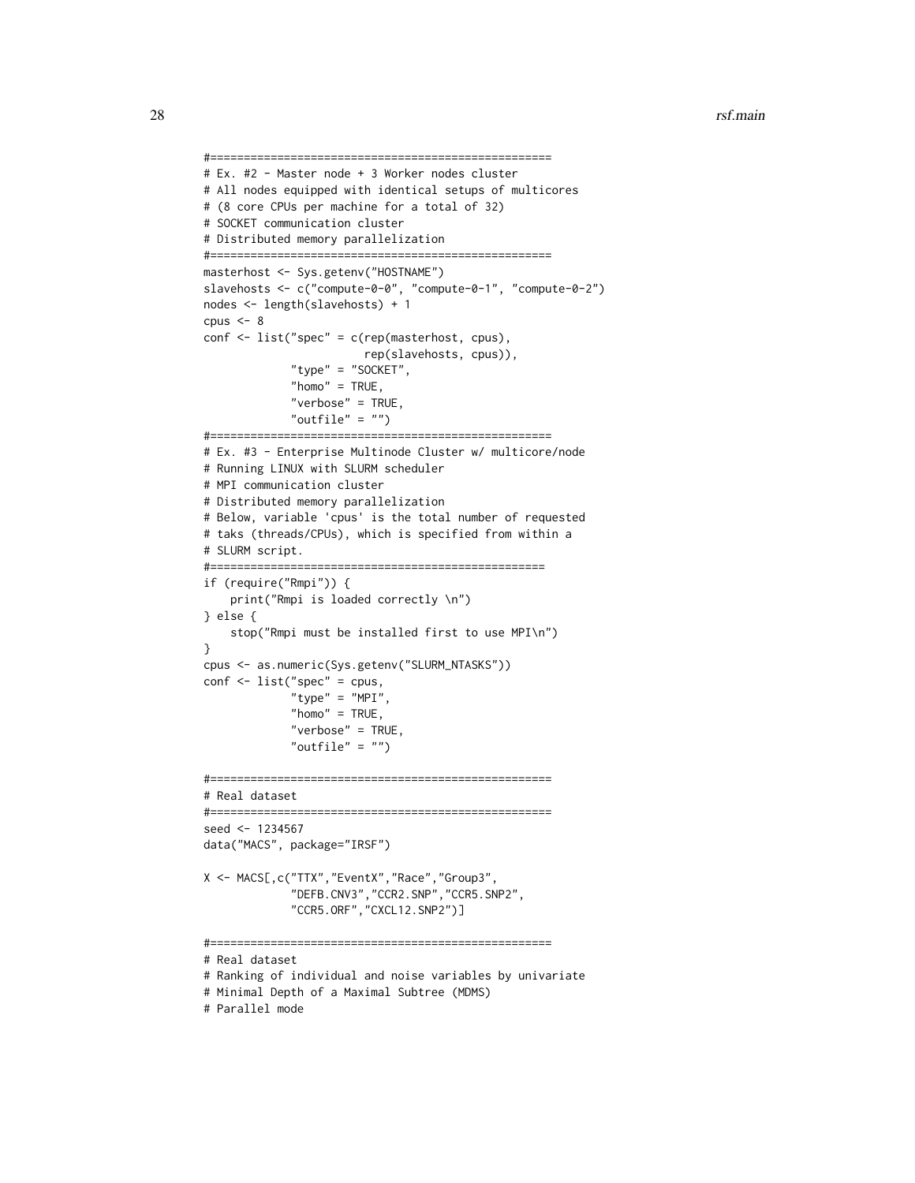```
#==================================================
# Ex. #2 - Master node + 3 Worker nodes cluster
# All nodes equipped with identical setups of multicores
# (8 core CPUs per machine for a total of 32)
# SOCKET communication cluster
# Distributed memory parallelization
#==================================================
masterhost <- Sys.getenv("HOSTNAME")
slavehosts <- c("compute-0-0", "compute-0-1", "compute-0-2")
nodes <- length(slavehosts) + 1
cpus <- 8
conf <- list("spec" = c(rep(masterhost, cpus),
                        rep(slavehosts, cpus)),
             "type" = "SOCKET",
             "homo" = TRUE,
             "verbose" = TRUE,
             "outfile" = "")
#==================================================
# Ex. #3 - Enterprise Multinode Cluster w/ multicore/node
# Running LINUX with SLURM scheduler
# MPI communication cluster
# Distributed memory parallelization
# Below, variable 'cpus' is the total number of requested
# taks (threads/CPUs), which is specified from within a
# SLURM script.
#=================================================
if (require("Rmpi")) {
    print("Rmpi is loaded correctly \n")
} else {
    stop("Rmpi must be installed first to use MPI\n")
}
cpus <- as.numeric(Sys.getenv("SLURM_NTASKS"))
conf <- list("spec" = cpus,
             "type" = "MPI",
             "homo" = TRUE,
             "verbose" = TRUE,
             "outfile" = "")

#==================================================
# Real dataset
#==================================================
seed <- 1234567
data("MACS", package="IRSF")

X <- MACS[,c("TTX","EventX","Race","Group3",
             "DEFB.CNV3","CCR2.SNP","CCR5.SNP2",
             "CCR5.ORF","CXCL12.SNP2")]

#==================================================
# Real dataset
# Ranking of individual and noise variables by univariate
# Minimal Depth of a Maximal Subtree (MDMS)
# Parallel mode
```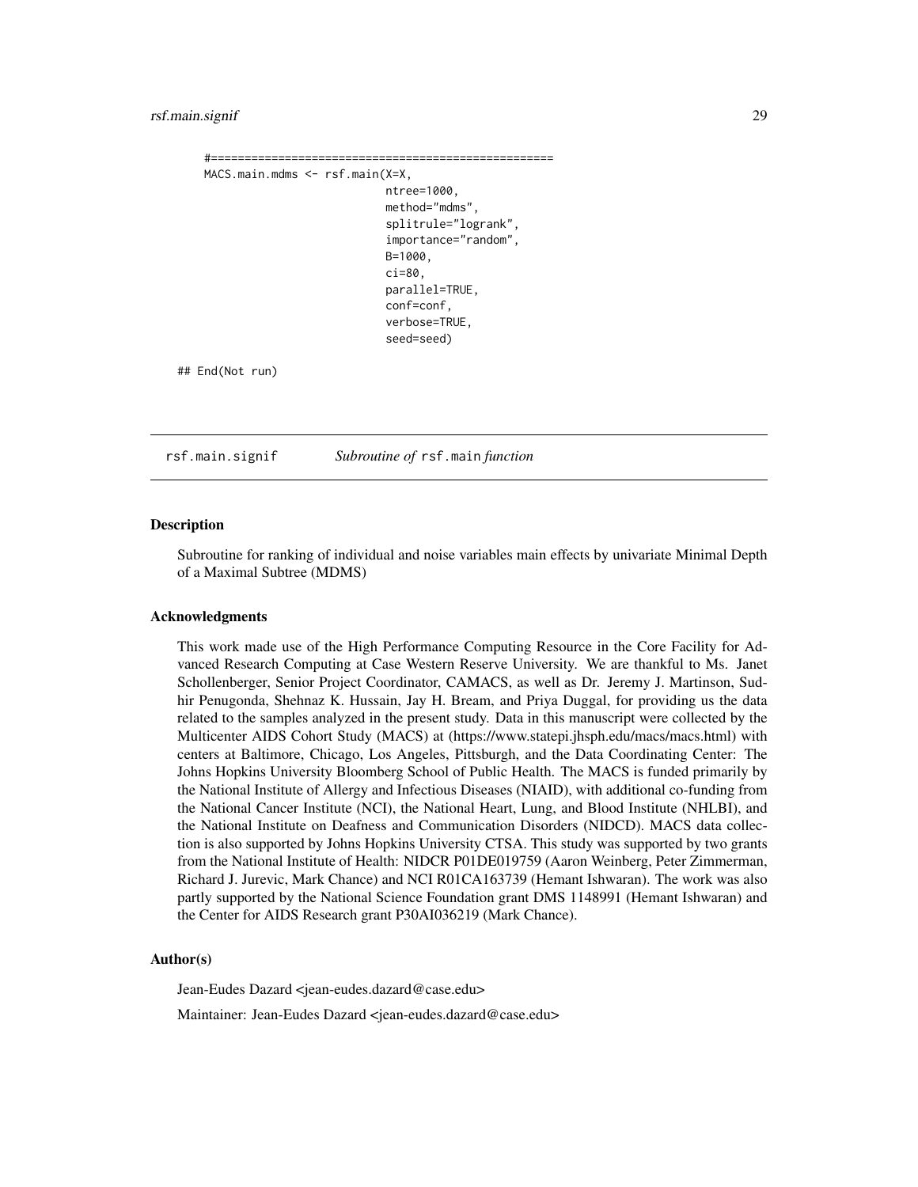```
    #===================================================
    MACS.main.mdms <- rsf.main(X=X,
                               ntree=1000,
                               method="mdms",
                               splitrule="logrank",
                               importance="random",
                               B=1000,
                               ci=80,
                               parallel=TRUE,
                               conf=conf,
                               verbose=TRUE,
                               seed=seed)

## End(Not run)
```

---

rsf.main.signif &nbsp;&nbsp;&nbsp;&nbsp; *Subroutine of* rsf.main *function*

---

### Description

Subroutine for ranking of individual and noise variables main effects by univariate Minimal Depth of a Maximal Subtree (MDMS)

### Acknowledgments

This work made use of the High Performance Computing Resource in the Core Facility for Advanced Research Computing at Case Western Reserve University. We are thankful to Ms. Janet Schollenberger, Senior Project Coordinator, CAMACS, as well as Dr. Jeremy J. Martinson, Sudhir Penugonda, Shehnaz K. Hussain, Jay H. Bream, and Priya Duggal, for providing us the data related to the samples analyzed in the present study. Data in this manuscript were collected by the Multicenter AIDS Cohort Study (MACS) at (https://www.statepi.jhsph.edu/macs/macs.html) with centers at Baltimore, Chicago, Los Angeles, Pittsburgh, and the Data Coordinating Center: The Johns Hopkins University Bloomberg School of Public Health. The MACS is funded primarily by the National Institute of Allergy and Infectious Diseases (NIAID), with additional co-funding from the National Cancer Institute (NCI), the National Heart, Lung, and Blood Institute (NHLBI), and the National Institute on Deafness and Communication Disorders (NIDCD). MACS data collection is also supported by Johns Hopkins University CTSA. This study was supported by two grants from the National Institute of Health: NIDCR P01DE019759 (Aaron Weinberg, Peter Zimmerman, Richard J. Jurevic, Mark Chance) and NCI R01CA163739 (Hemant Ishwaran). The work was also partly supported by the National Science Foundation grant DMS 1148991 (Hemant Ishwaran) and the Center for AIDS Research grant P30AI036219 (Mark Chance).

### Author(s)

Jean-Eudes Dazard <jean-eudes.dazard@case.edu>

Maintainer: Jean-Eudes Dazard <jean-eudes.dazard@case.edu>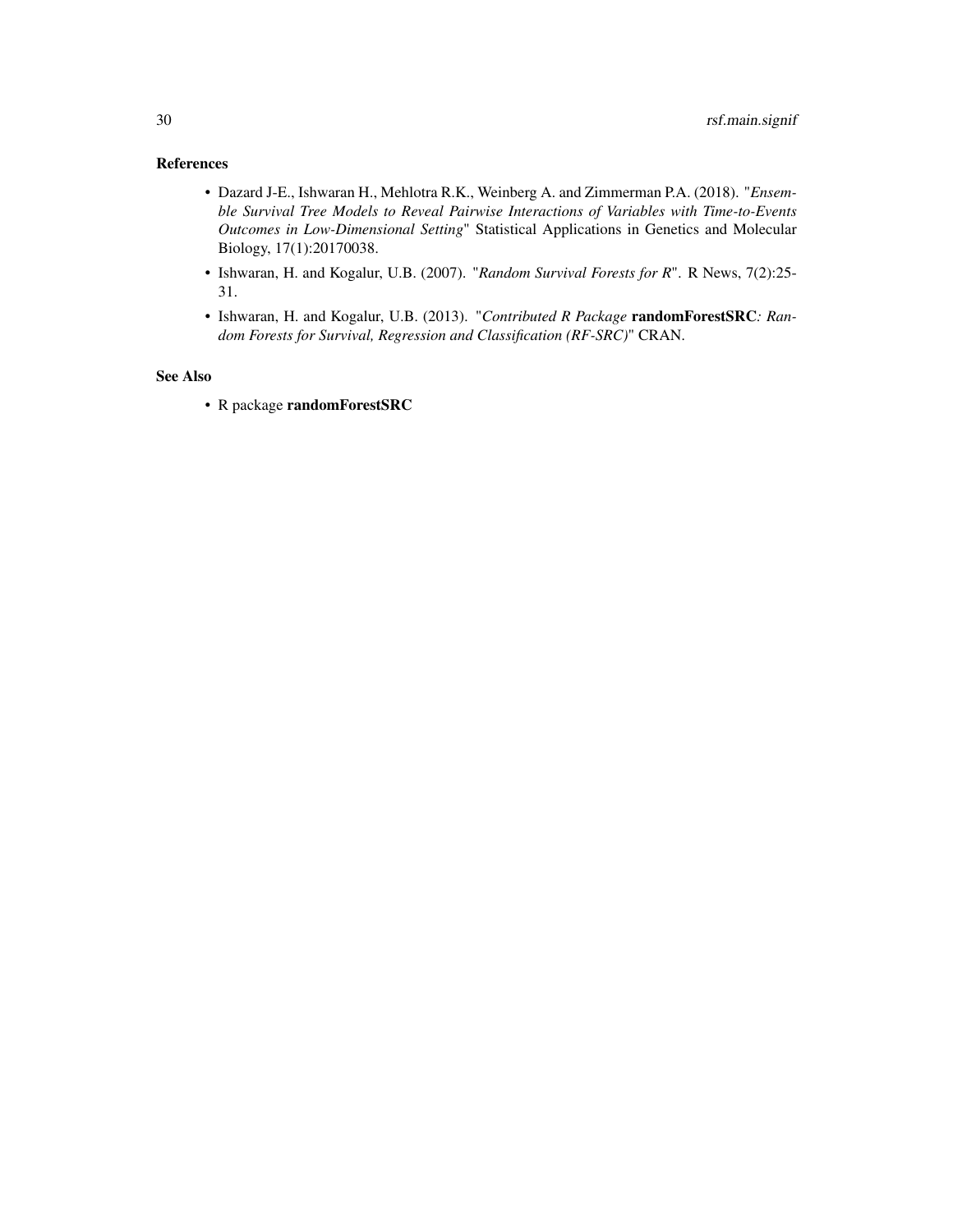## References

- Dazard J-E., Ishwaran H., Mehlotra R.K., Weinberg A. and Zimmerman P.A. (2018). "*Ensemble Survival Tree Models to Reveal Pairwise Interactions of Variables with Time-to-Events Outcomes in Low-Dimensional Setting*" Statistical Applications in Genetics and Molecular Biology, 17(1):20170038.
- Ishwaran, H. and Kogalur, U.B. (2007). "*Random Survival Forests for R*". R News, 7(2):25-31.
- Ishwaran, H. and Kogalur, U.B. (2013). "*Contributed R Package* **randomForestSRC***: Random Forests for Survival, Regression and Classification (RF-SRC)*" CRAN.

## See Also

- R package **randomForestSRC**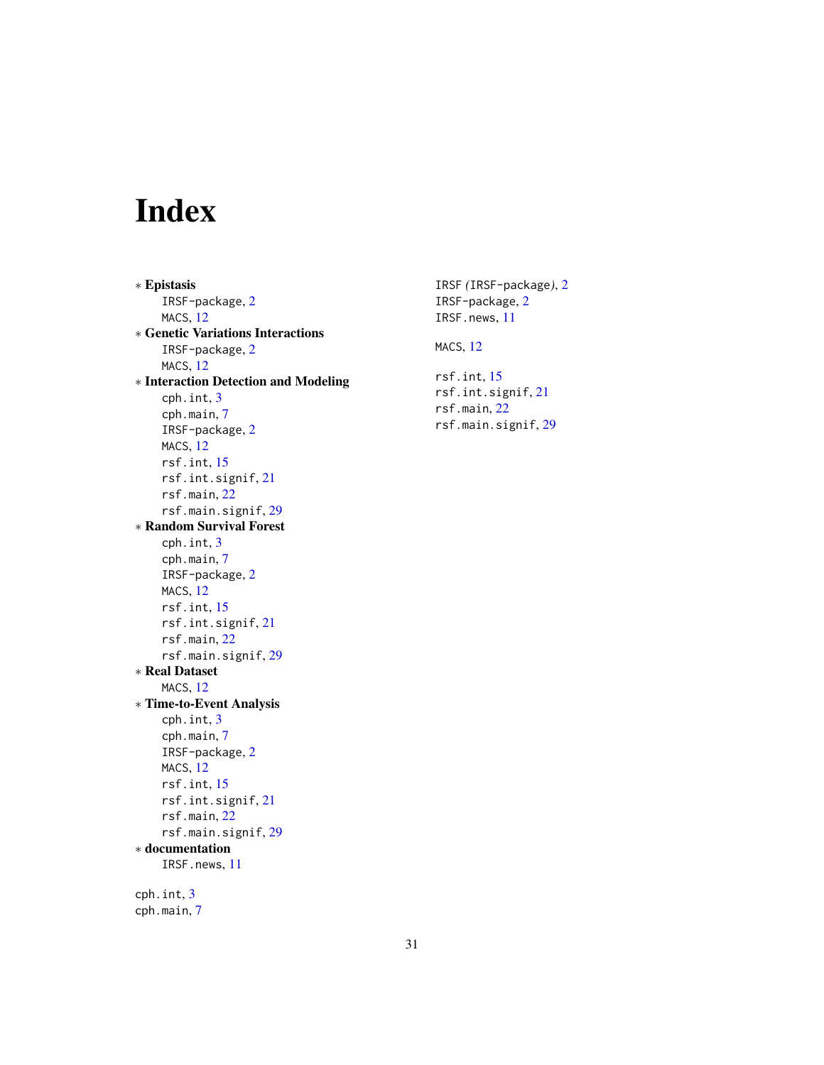# Index

∗ **Epistasis**
- IRSF-package, 2
- MACS, 12

∗ **Genetic Variations Interactions**
- IRSF-package, 2
- MACS, 12

∗ **Interaction Detection and Modeling**
- cph.int, 3
- cph.main, 7
- IRSF-package, 2
- MACS, 12
- rsf.int, 15
- rsf.int.signif, 21
- rsf.main, 22
- rsf.main.signif, 29

∗ **Random Survival Forest**
- cph.int, 3
- cph.main, 7
- IRSF-package, 2
- MACS, 12
- rsf.int, 15
- rsf.int.signif, 21
- rsf.main, 22
- rsf.main.signif, 29

∗ **Real Dataset**
- MACS, 12

∗ **Time-to-Event Analysis**
- cph.int, 3
- cph.main, 7
- IRSF-package, 2
- MACS, 12
- rsf.int, 15
- rsf.int.signif, 21
- rsf.main, 22
- rsf.main.signif, 29

∗ **documentation**
- IRSF.news, 11

cph.int, 3
cph.main, 7

IRSF *(*IRSF-package*)*, 2
IRSF-package, 2
IRSF.news, 11

MACS, 12

rsf.int, 15
rsf.int.signif, 21
rsf.main, 22
rsf.main.signif, 29